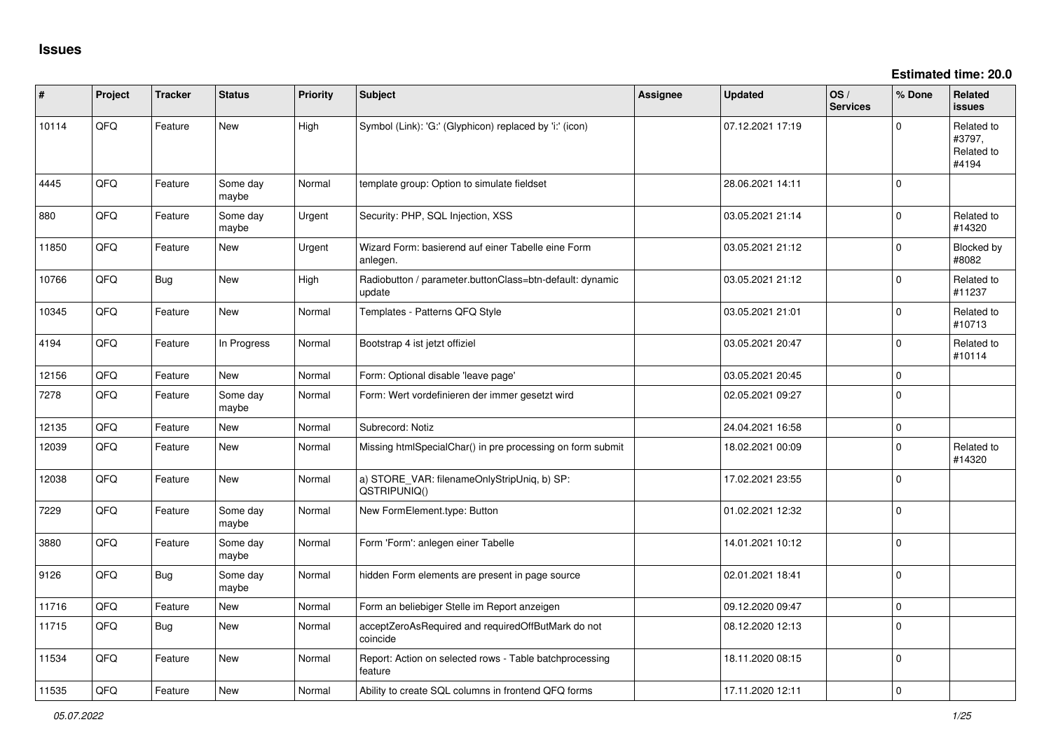# Issues

**Estimated time: 20.0**

| # | Project | Tracker | Status | Priority | Subject | Assignee | Updated | OS / Services | % Done | Related issues |
|---|---|---|---|---|---|---|---|---|---|---|
| 10114 | QFQ | Feature | New | High | Symbol (Link): 'G:' (Glyphicon) replaced by 'i:' (icon) | | 07.12.2021 17:19 | | 0 | Related to #3797, Related to #4194 |
| 4445 | QFQ | Feature | Some day maybe | Normal | template group: Option to simulate fieldset | | 28.06.2021 14:11 | | 0 | |
| 880 | QFQ | Feature | Some day maybe | Urgent | Security: PHP, SQL Injection, XSS | | 03.05.2021 21:14 | | 0 | Related to #14320 |
| 11850 | QFQ | Feature | New | Urgent | Wizard Form: basierend auf einer Tabelle eine Form anlegen. | | 03.05.2021 21:12 | | 0 | Blocked by #8082 |
| 10766 | QFQ | Bug | New | High | Radiobutton / parameter.buttonClass=btn-default: dynamic update | | 03.05.2021 21:12 | | 0 | Related to #11237 |
| 10345 | QFQ | Feature | New | Normal | Templates - Patterns QFQ Style | | 03.05.2021 21:01 | | 0 | Related to #10713 |
| 4194 | QFQ | Feature | In Progress | Normal | Bootstrap 4 ist jetzt offiziel | | 03.05.2021 20:47 | | 0 | Related to #10114 |
| 12156 | QFQ | Feature | New | Normal | Form: Optional disable 'leave page' | | 03.05.2021 20:45 | | 0 | |
| 7278 | QFQ | Feature | Some day maybe | Normal | Form: Wert vordefinieren der immer gesetzt wird | | 02.05.2021 09:27 | | 0 | |
| 12135 | QFQ | Feature | New | Normal | Subrecord: Notiz | | 24.04.2021 16:58 | | 0 | |
| 12039 | QFQ | Feature | New | Normal | Missing htmlSpecialChar() in pre processing on form submit | | 18.02.2021 00:09 | | 0 | Related to #14320 |
| 12038 | QFQ | Feature | New | Normal | a) STORE_VAR: filenameOnlyStripUniq, b) SP: QSTRIPUNIQ() | | 17.02.2021 23:55 | | 0 | |
| 7229 | QFQ | Feature | Some day maybe | Normal | New FormElement.type: Button | | 01.02.2021 12:32 | | 0 | |
| 3880 | QFQ | Feature | Some day maybe | Normal | Form 'Form': anlegen einer Tabelle | | 14.01.2021 10:12 | | 0 | |
| 9126 | QFQ | Bug | Some day maybe | Normal | hidden Form elements are present in page source | | 02.01.2021 18:41 | | 0 | |
| 11716 | QFQ | Feature | New | Normal | Form an beliebiger Stelle im Report anzeigen | | 09.12.2020 09:47 | | 0 | |
| 11715 | QFQ | Bug | New | Normal | acceptZeroAsRequired and requiredOffButMark do not coincide | | 08.12.2020 12:13 | | 0 | |
| 11534 | QFQ | Feature | New | Normal | Report: Action on selected rows - Table batchprocessing feature | | 18.11.2020 08:15 | | 0 | |
| 11535 | QFQ | Feature | New | Normal | Ability to create SQL columns in frontend QFQ forms | | 17.11.2020 12:11 | | 0 | |

*05.07.2022*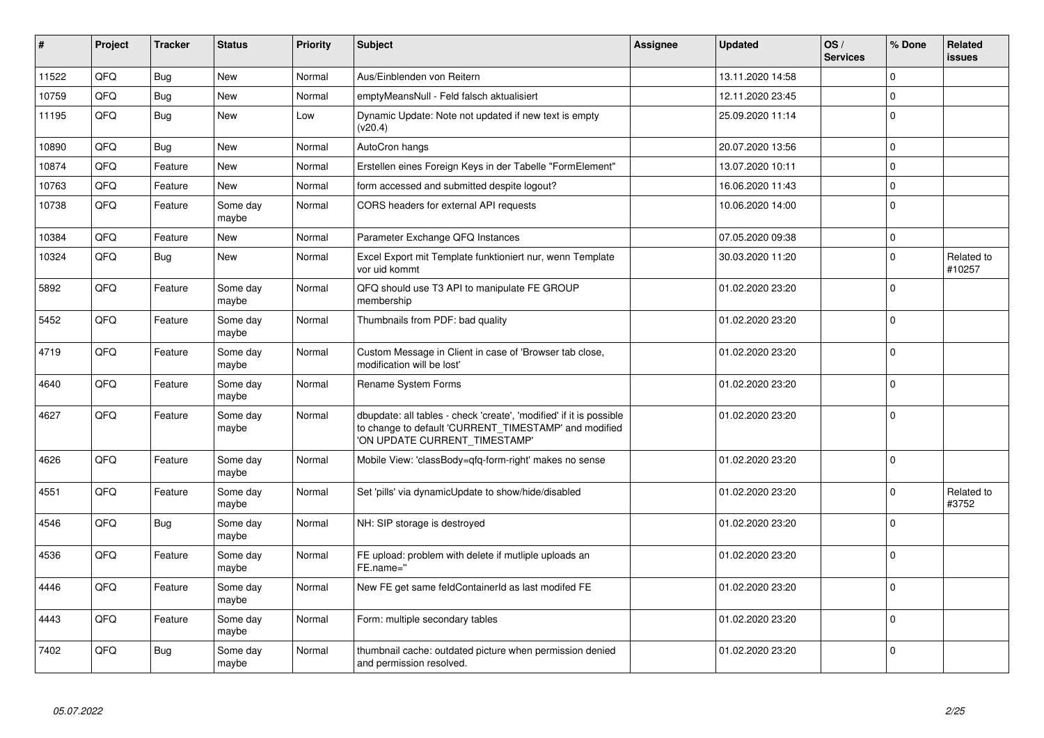| # | Project | Tracker | Status | Priority | Subject | Assignee | Updated | OS / Services | % Done | Related issues |
|---|---|---|---|---|---|---|---|---|---|---|
| 11522 | QFQ | Bug | New | Normal | Aus/Einblenden von Reitern | | 13.11.2020 14:58 | | 0 | |
| 10759 | QFQ | Bug | New | Normal | emptyMeansNull - Feld falsch aktualisiert | | 12.11.2020 23:45 | | 0 | |
| 11195 | QFQ | Bug | New | Low | Dynamic Update: Note not updated if new text is empty (v20.4) | | 25.09.2020 11:14 | | 0 | |
| 10890 | QFQ | Bug | New | Normal | AutoCron hangs | | 20.07.2020 13:56 | | 0 | |
| 10874 | QFQ | Feature | New | Normal | Erstellen eines Foreign Keys in der Tabelle "FormElement" | | 13.07.2020 10:11 | | 0 | |
| 10763 | QFQ | Feature | New | Normal | form accessed and submitted despite logout? | | 16.06.2020 11:43 | | 0 | |
| 10738 | QFQ | Feature | Some day maybe | Normal | CORS headers for external API requests | | 10.06.2020 14:00 | | 0 | |
| 10384 | QFQ | Feature | New | Normal | Parameter Exchange QFQ Instances | | 07.05.2020 09:38 | | 0 | |
| 10324 | QFQ | Bug | New | Normal | Excel Export mit Template funktioniert nur, wenn Template vor uid kommt | | 30.03.2020 11:20 | | 0 | Related to #10257 |
| 5892 | QFQ | Feature | Some day maybe | Normal | QFQ should use T3 API to manipulate FE GROUP membership | | 01.02.2020 23:20 | | 0 | |
| 5452 | QFQ | Feature | Some day maybe | Normal | Thumbnails from PDF: bad quality | | 01.02.2020 23:20 | | 0 | |
| 4719 | QFQ | Feature | Some day maybe | Normal | Custom Message in Client in case of 'Browser tab close, modification will be lost' | | 01.02.2020 23:20 | | 0 | |
| 4640 | QFQ | Feature | Some day maybe | Normal | Rename System Forms | | 01.02.2020 23:20 | | 0 | |
| 4627 | QFQ | Feature | Some day maybe | Normal | dbupdate: all tables - check 'create', 'modified' if it is possible to change to default 'CURRENT_TIMESTAMP' and modified 'ON UPDATE CURRENT_TIMESTAMP' | | 01.02.2020 23:20 | | 0 | |
| 4626 | QFQ | Feature | Some day maybe | Normal | Mobile View: 'classBody=qfq-form-right' makes no sense | | 01.02.2020 23:20 | | 0 | |
| 4551 | QFQ | Feature | Some day maybe | Normal | Set 'pills' via dynamicUpdate to show/hide/disabled | | 01.02.2020 23:20 | | 0 | Related to #3752 |
| 4546 | QFQ | Bug | Some day maybe | Normal | NH: SIP storage is destroyed | | 01.02.2020 23:20 | | 0 | |
| 4536 | QFQ | Feature | Some day maybe | Normal | FE upload: problem with delete if mutliple uploads an FE.name='' | | 01.02.2020 23:20 | | 0 | |
| 4446 | QFQ | Feature | Some day maybe | Normal | New FE get same feldContainerId as last modifed FE | | 01.02.2020 23:20 | | 0 | |
| 4443 | QFQ | Feature | Some day maybe | Normal | Form: multiple secondary tables | | 01.02.2020 23:20 | | 0 | |
| 7402 | QFQ | Bug | Some day maybe | Normal | thumbnail cache: outdated picture when permission denied and permission resolved. | | 01.02.2020 23:20 | | 0 | |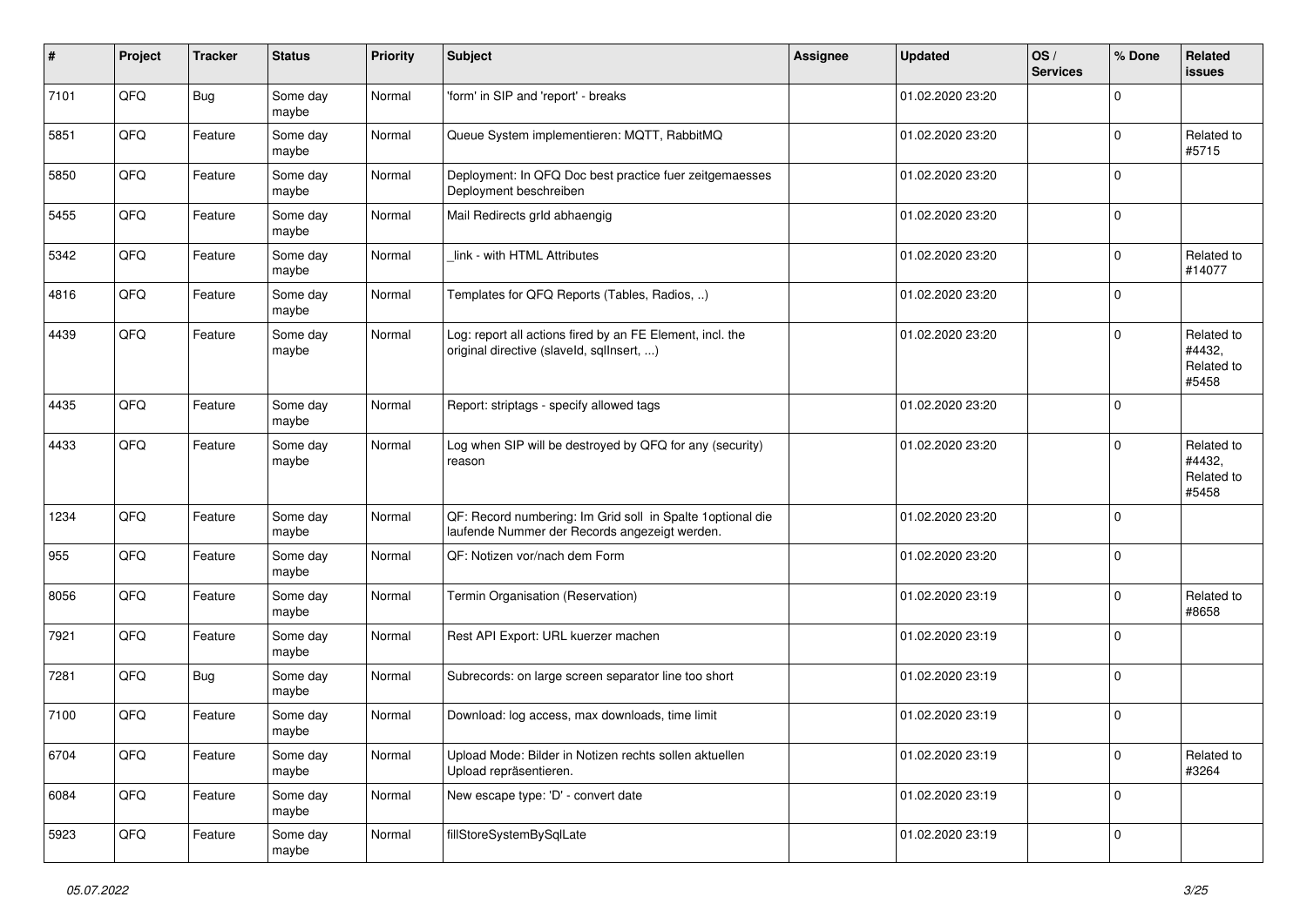| # | Project | Tracker | Status | Priority | Subject | Assignee | Updated | OS / Services | % Done | Related issues |
|---|---|---|---|---|---|---|---|---|---|---|
| 7101 | QFQ | Bug | Some day maybe | Normal | 'form' in SIP and 'report' - breaks | | 01.02.2020 23:20 | | 0 | |
| 5851 | QFQ | Feature | Some day maybe | Normal | Queue System implementieren: MQTT, RabbitMQ | | 01.02.2020 23:20 | | 0 | Related to #5715 |
| 5850 | QFQ | Feature | Some day maybe | Normal | Deployment: In QFQ Doc best practice fuer zeitgemaesses Deployment beschreiben | | 01.02.2020 23:20 | | 0 | |
| 5455 | QFQ | Feature | Some day maybe | Normal | Mail Redirects grId abhaengig | | 01.02.2020 23:20 | | 0 | |
| 5342 | QFQ | Feature | Some day maybe | Normal | _link - with HTML Attributes | | 01.02.2020 23:20 | | 0 | Related to #14077 |
| 4816 | QFQ | Feature | Some day maybe | Normal | Templates for QFQ Reports (Tables, Radios, ..) | | 01.02.2020 23:20 | | 0 | |
| 4439 | QFQ | Feature | Some day maybe | Normal | Log: report all actions fired by an FE Element, incl. the original directive (slaveId, sqlInsert, ...) | | 01.02.2020 23:20 | | 0 | Related to #4432, Related to #5458 |
| 4435 | QFQ | Feature | Some day maybe | Normal | Report: striptags - specify allowed tags | | 01.02.2020 23:20 | | 0 | |
| 4433 | QFQ | Feature | Some day maybe | Normal | Log when SIP will be destroyed by QFQ for any (security) reason | | 01.02.2020 23:20 | | 0 | Related to #4432, Related to #5458 |
| 1234 | QFQ | Feature | Some day maybe | Normal | QF: Record numbering: Im Grid soll in Spalte 1optional die laufende Nummer der Records angezeigt werden. | | 01.02.2020 23:20 | | 0 | |
| 955 | QFQ | Feature | Some day maybe | Normal | QF: Notizen vor/nach dem Form | | 01.02.2020 23:20 | | 0 | |
| 8056 | QFQ | Feature | Some day maybe | Normal | Termin Organisation (Reservation) | | 01.02.2020 23:19 | | 0 | Related to #8658 |
| 7921 | QFQ | Feature | Some day maybe | Normal | Rest API Export: URL kuerzer machen | | 01.02.2020 23:19 | | 0 | |
| 7281 | QFQ | Bug | Some day maybe | Normal | Subrecords: on large screen separator line too short | | 01.02.2020 23:19 | | 0 | |
| 7100 | QFQ | Feature | Some day maybe | Normal | Download: log access, max downloads, time limit | | 01.02.2020 23:19 | | 0 | |
| 6704 | QFQ | Feature | Some day maybe | Normal | Upload Mode: Bilder in Notizen rechts sollen aktuellen Upload repräsentieren. | | 01.02.2020 23:19 | | 0 | Related to #3264 |
| 6084 | QFQ | Feature | Some day maybe | Normal | New escape type: 'D' - convert date | | 01.02.2020 23:19 | | 0 | |
| 5923 | QFQ | Feature | Some day maybe | Normal | fillStoreSystemBySqlLate | | 01.02.2020 23:19 | | 0 | |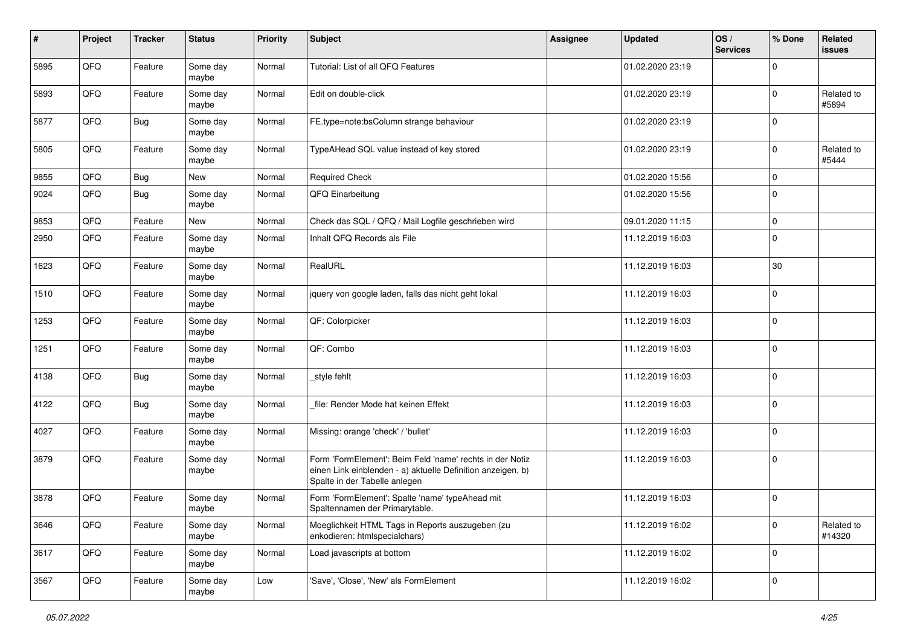| # | Project | Tracker | Status | Priority | Subject | Assignee | Updated | OS / Services | % Done | Related issues |
|---|---|---|---|---|---|---|---|---|---|---|
| 5895 | QFQ | Feature | Some day maybe | Normal | Tutorial: List of all QFQ Features | | 01.02.2020 23:19 | | 0 | |
| 5893 | QFQ | Feature | Some day maybe | Normal | Edit on double-click | | 01.02.2020 23:19 | | 0 | Related to #5894 |
| 5877 | QFQ | Bug | Some day maybe | Normal | FE.type=note:bsColumn strange behaviour | | 01.02.2020 23:19 | | 0 | |
| 5805 | QFQ | Feature | Some day maybe | Normal | TypeAHead SQL value instead of key stored | | 01.02.2020 23:19 | | 0 | Related to #5444 |
| 9855 | QFQ | Bug | New | Normal | Required Check | | 01.02.2020 15:56 | | 0 | |
| 9024 | QFQ | Bug | Some day maybe | Normal | QFQ Einarbeitung | | 01.02.2020 15:56 | | 0 | |
| 9853 | QFQ | Feature | New | Normal | Check das SQL / QFQ / Mail Logfile geschrieben wird | | 09.01.2020 11:15 | | 0 | |
| 2950 | QFQ | Feature | Some day maybe | Normal | Inhalt QFQ Records als File | | 11.12.2019 16:03 | | 0 | |
| 1623 | QFQ | Feature | Some day maybe | Normal | RealURL | | 11.12.2019 16:03 | | 30 | |
| 1510 | QFQ | Feature | Some day maybe | Normal | jquery von google laden, falls das nicht geht lokal | | 11.12.2019 16:03 | | 0 | |
| 1253 | QFQ | Feature | Some day maybe | Normal | QF: Colorpicker | | 11.12.2019 16:03 | | 0 | |
| 1251 | QFQ | Feature | Some day maybe | Normal | QF: Combo | | 11.12.2019 16:03 | | 0 | |
| 4138 | QFQ | Bug | Some day maybe | Normal | _style fehlt | | 11.12.2019 16:03 | | 0 | |
| 4122 | QFQ | Bug | Some day maybe | Normal | _file: Render Mode hat keinen Effekt | | 11.12.2019 16:03 | | 0 | |
| 4027 | QFQ | Feature | Some day maybe | Normal | Missing: orange 'check' / 'bullet' | | 11.12.2019 16:03 | | 0 | |
| 3879 | QFQ | Feature | Some day maybe | Normal | Form 'FormElement': Beim Feld 'name' rechts in der Notiz einen Link einblenden - a) aktuelle Definition anzeigen, b) Spalte in der Tabelle anlegen | | 11.12.2019 16:03 | | 0 | |
| 3878 | QFQ | Feature | Some day maybe | Normal | Form 'FormElement': Spalte 'name' typeAhead mit Spaltennamen der Primarytable. | | 11.12.2019 16:03 | | 0 | |
| 3646 | QFQ | Feature | Some day maybe | Normal | Moeglichkeit HTML Tags in Reports auszugeben (zu enkodieren: htmlspecialchars) | | 11.12.2019 16:02 | | 0 | Related to #14320 |
| 3617 | QFQ | Feature | Some day maybe | Normal | Load javascripts at bottom | | 11.12.2019 16:02 | | 0 | |
| 3567 | QFQ | Feature | Some day maybe | Low | 'Save', 'Close', 'New' als FormElement | | 11.12.2019 16:02 | | 0 | |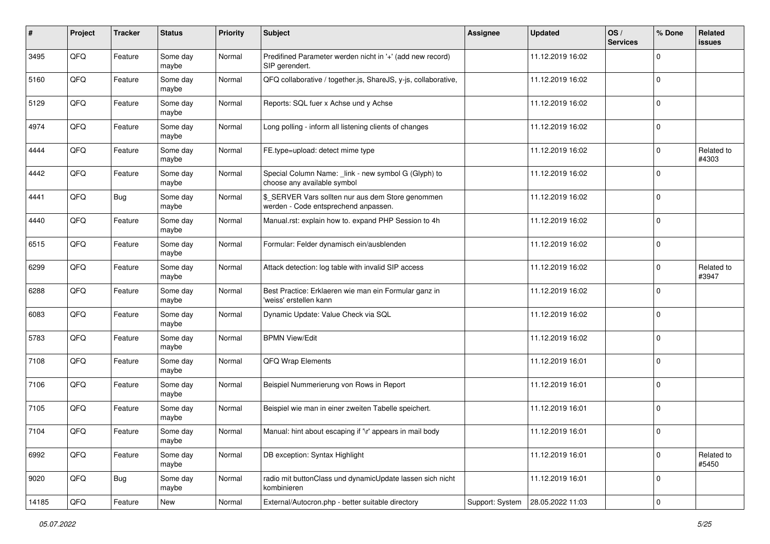| # | Project | Tracker | Status | Priority | Subject | Assignee | Updated | OS / Services | % Done | Related issues |
|---|---|---|---|---|---|---|---|---|---|---|
| 3495 | QFQ | Feature | Some day maybe | Normal | Predifined Parameter werden nicht in '+' (add new record) SIP gerendert. | | 11.12.2019 16:02 | | 0 | |
| 5160 | QFQ | Feature | Some day maybe | Normal | QFQ collaborative / together.js, ShareJS, y-js, collaborative, | | 11.12.2019 16:02 | | 0 | |
| 5129 | QFQ | Feature | Some day maybe | Normal | Reports: SQL fuer x Achse und y Achse | | 11.12.2019 16:02 | | 0 | |
| 4974 | QFQ | Feature | Some day maybe | Normal | Long polling - inform all listening clients of changes | | 11.12.2019 16:02 | | 0 | |
| 4444 | QFQ | Feature | Some day maybe | Normal | FE.type=upload: detect mime type | | 11.12.2019 16:02 | | 0 | Related to #4303 |
| 4442 | QFQ | Feature | Some day maybe | Normal | Special Column Name: _link - new symbol G (Glyph) to choose any available symbol | | 11.12.2019 16:02 | | 0 | |
| 4441 | QFQ | Bug | Some day maybe | Normal | $_SERVER Vars sollten nur aus dem Store genommen werden - Code entsprechend anpassen. | | 11.12.2019 16:02 | | 0 | |
| 4440 | QFQ | Feature | Some day maybe | Normal | Manual.rst: explain how to. expand PHP Session to 4h | | 11.12.2019 16:02 | | 0 | |
| 6515 | QFQ | Feature | Some day maybe | Normal | Formular: Felder dynamisch ein/ausblenden | | 11.12.2019 16:02 | | 0 | |
| 6299 | QFQ | Feature | Some day maybe | Normal | Attack detection: log table with invalid SIP access | | 11.12.2019 16:02 | | 0 | Related to #3947 |
| 6288 | QFQ | Feature | Some day maybe | Normal | Best Practice: Erklaeren wie man ein Formular ganz in 'weiss' erstellen kann | | 11.12.2019 16:02 | | 0 | |
| 6083 | QFQ | Feature | Some day maybe | Normal | Dynamic Update: Value Check via SQL | | 11.12.2019 16:02 | | 0 | |
| 5783 | QFQ | Feature | Some day maybe | Normal | BPMN View/Edit | | 11.12.2019 16:02 | | 0 | |
| 7108 | QFQ | Feature | Some day maybe | Normal | QFQ Wrap Elements | | 11.12.2019 16:01 | | 0 | |
| 7106 | QFQ | Feature | Some day maybe | Normal | Beispiel Nummerierung von Rows in Report | | 11.12.2019 16:01 | | 0 | |
| 7105 | QFQ | Feature | Some day maybe | Normal | Beispiel wie man in einer zweiten Tabelle speichert. | | 11.12.2019 16:01 | | 0 | |
| 7104 | QFQ | Feature | Some day maybe | Normal | Manual: hint about escaping if '\r' appears in mail body | | 11.12.2019 16:01 | | 0 | |
| 6992 | QFQ | Feature | Some day maybe | Normal | DB exception: Syntax Highlight | | 11.12.2019 16:01 | | 0 | Related to #5450 |
| 9020 | QFQ | Bug | Some day maybe | Normal | radio mit buttonClass und dynamicUpdate lassen sich nicht kombinieren | | 11.12.2019 16:01 | | 0 | |
| 14185 | QFQ | Feature | New | Normal | External/Autocron.php - better suitable directory | Support: System | 28.05.2022 11:03 | | 0 | |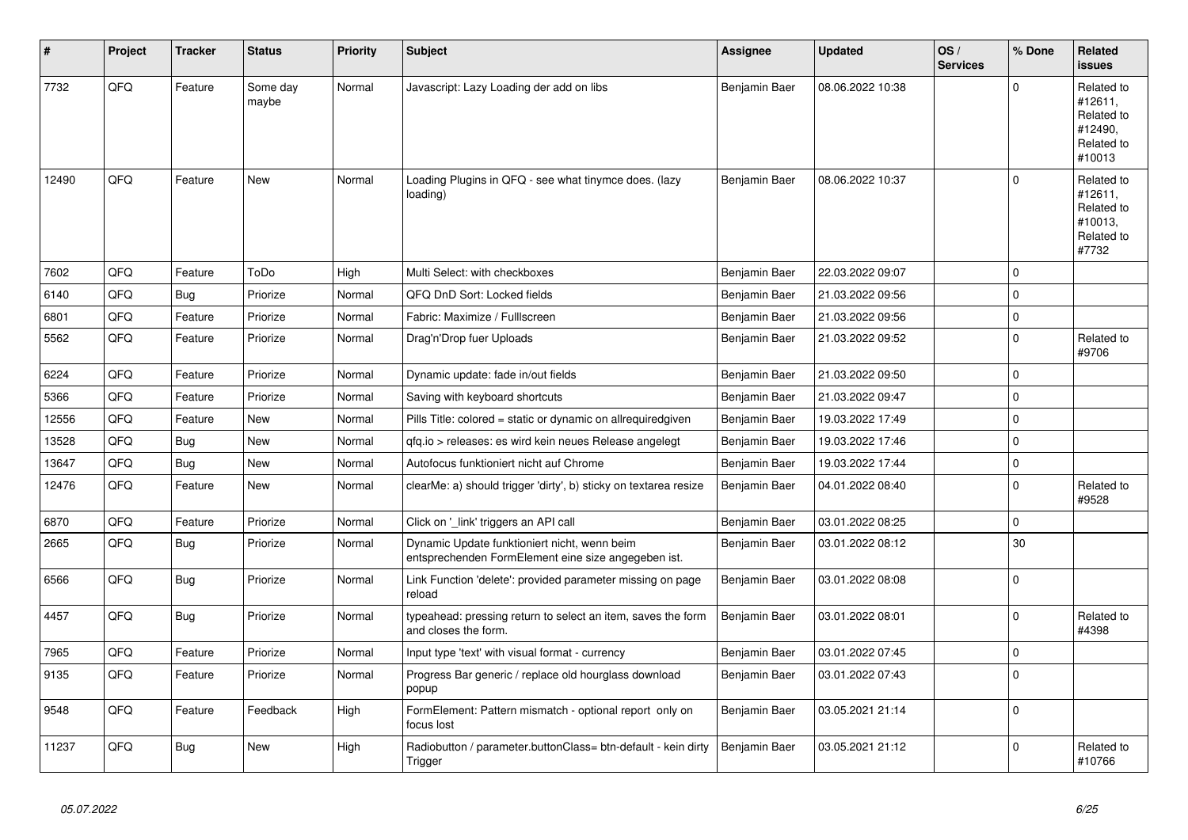| # | Project | Tracker | Status | Priority | Subject | Assignee | Updated | OS / Services | % Done | Related issues |
|---|---|---|---|---|---|---|---|---|---|---|
| 7732 | QFQ | Feature | Some day maybe | Normal | Javascript: Lazy Loading der add on libs | Benjamin Baer | 08.06.2022 10:38 | | 0 | Related to #12611, Related to #12490, Related to #10013 |
| 12490 | QFQ | Feature | New | Normal | Loading Plugins in QFQ - see what tinymce does. (lazy loading) | Benjamin Baer | 08.06.2022 10:37 | | 0 | Related to #12611, Related to #10013, Related to #7732 |
| 7602 | QFQ | Feature | ToDo | High | Multi Select: with checkboxes | Benjamin Baer | 22.03.2022 09:07 | | 0 | |
| 6140 | QFQ | Bug | Priorize | Normal | QFQ DnD Sort: Locked fields | Benjamin Baer | 21.03.2022 09:56 | | 0 | |
| 6801 | QFQ | Feature | Priorize | Normal | Fabric: Maximize / FullIscreen | Benjamin Baer | 21.03.2022 09:56 | | 0 | |
| 5562 | QFQ | Feature | Priorize | Normal | Drag'n'Drop fuer Uploads | Benjamin Baer | 21.03.2022 09:52 | | 0 | Related to #9706 |
| 6224 | QFQ | Feature | Priorize | Normal | Dynamic update: fade in/out fields | Benjamin Baer | 21.03.2022 09:50 | | 0 | |
| 5366 | QFQ | Feature | Priorize | Normal | Saving with keyboard shortcuts | Benjamin Baer | 21.03.2022 09:47 | | 0 | |
| 12556 | QFQ | Feature | New | Normal | Pills Title: colored = static or dynamic on allrequiredgiven | Benjamin Baer | 19.03.2022 17:49 | | 0 | |
| 13528 | QFQ | Bug | New | Normal | qfq.io > releases: es wird kein neues Release angelegt | Benjamin Baer | 19.03.2022 17:46 | | 0 | |
| 13647 | QFQ | Bug | New | Normal | Autofocus funktioniert nicht auf Chrome | Benjamin Baer | 19.03.2022 17:44 | | 0 | |
| 12476 | QFQ | Feature | New | Normal | clearMe: a) should trigger 'dirty', b) sticky on textarea resize | Benjamin Baer | 04.01.2022 08:40 | | 0 | Related to #9528 |
| 6870 | QFQ | Feature | Priorize | Normal | Click on '_link' triggers an API call | Benjamin Baer | 03.01.2022 08:25 | | 0 | |
| 2665 | QFQ | Bug | Priorize | Normal | Dynamic Update funktioniert nicht, wenn beim entsprechenden FormElement eine size angegeben ist. | Benjamin Baer | 03.01.2022 08:12 | | 30 | |
| 6566 | QFQ | Bug | Priorize | Normal | Link Function 'delete': provided parameter missing on page reload | Benjamin Baer | 03.01.2022 08:08 | | 0 | |
| 4457 | QFQ | Bug | Priorize | Normal | typeahead: pressing return to select an item, saves the form and closes the form. | Benjamin Baer | 03.01.2022 08:01 | | 0 | Related to #4398 |
| 7965 | QFQ | Feature | Priorize | Normal | Input type 'text' with visual format - currency | Benjamin Baer | 03.01.2022 07:45 | | 0 | |
| 9135 | QFQ | Feature | Priorize | Normal | Progress Bar generic / replace old hourglass download popup | Benjamin Baer | 03.01.2022 07:43 | | 0 | |
| 9548 | QFQ | Feature | Feedback | High | FormElement: Pattern mismatch - optional report only on focus lost | Benjamin Baer | 03.05.2021 21:14 | | 0 | |
| 11237 | QFQ | Bug | New | High | Radiobutton / parameter.buttonClass= btn-default - kein dirty Trigger | Benjamin Baer | 03.05.2021 21:12 | | 0 | Related to #10766 |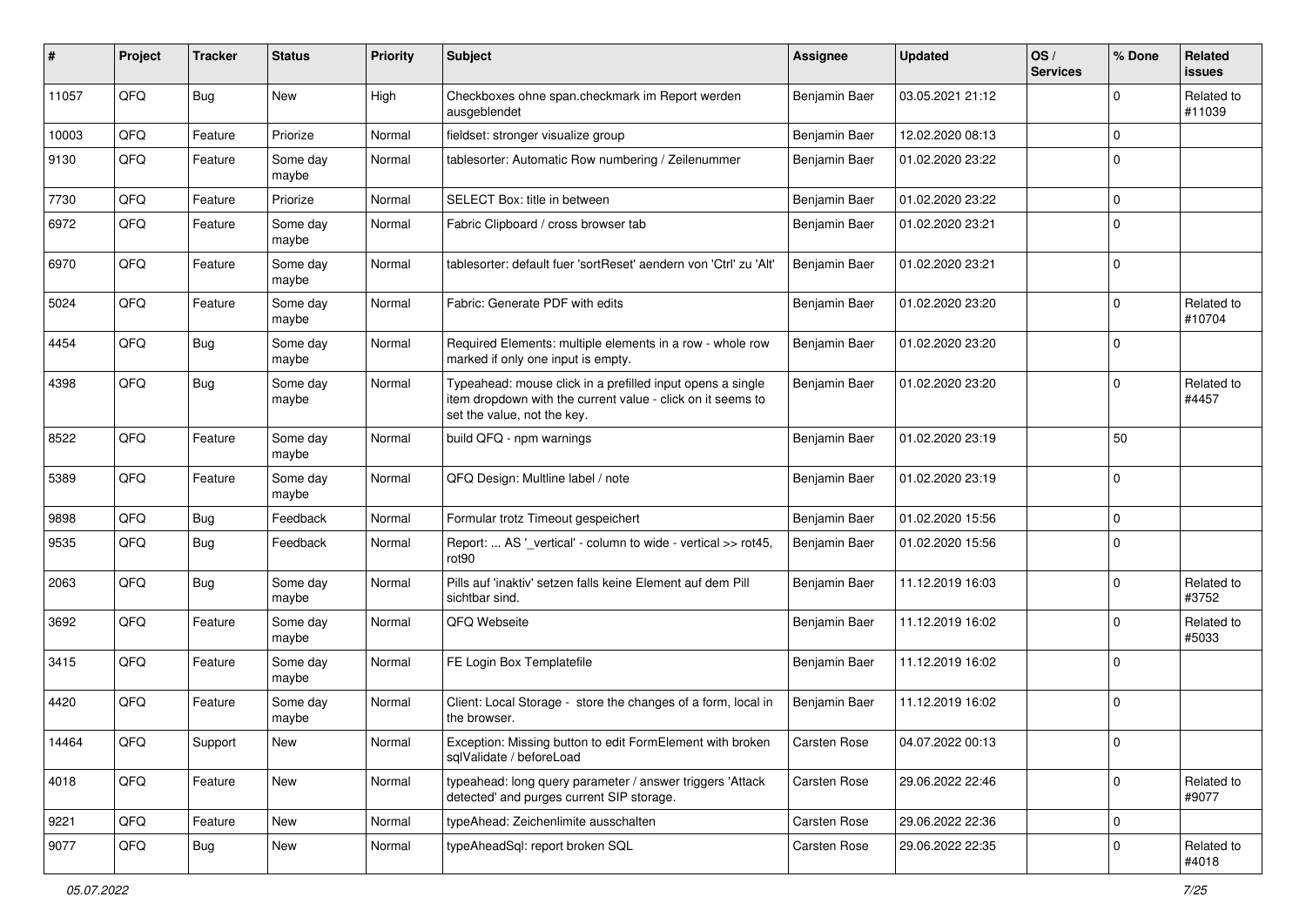| # | Project | Tracker | Status | Priority | Subject | Assignee | Updated | OS / Services | % Done | Related issues |
|---|---|---|---|---|---|---|---|---|---|---|
| 11057 | QFQ | Bug | New | High | Checkboxes ohne span.checkmark im Report werden ausgeblendet | Benjamin Baer | 03.05.2021 21:12 | | 0 | Related to #11039 |
| 10003 | QFQ | Feature | Priorize | Normal | fieldset: stronger visualize group | Benjamin Baer | 12.02.2020 08:13 | | 0 | |
| 9130 | QFQ | Feature | Some day maybe | Normal | tablesorter: Automatic Row numbering / Zeilenummer | Benjamin Baer | 01.02.2020 23:22 | | 0 | |
| 7730 | QFQ | Feature | Priorize | Normal | SELECT Box: title in between | Benjamin Baer | 01.02.2020 23:22 | | 0 | |
| 6972 | QFQ | Feature | Some day maybe | Normal | Fabric Clipboard / cross browser tab | Benjamin Baer | 01.02.2020 23:21 | | 0 | |
| 6970 | QFQ | Feature | Some day maybe | Normal | tablesorter: default fuer 'sortReset' aendern von 'Ctrl' zu 'Alt' | Benjamin Baer | 01.02.2020 23:21 | | 0 | |
| 5024 | QFQ | Feature | Some day maybe | Normal | Fabric: Generate PDF with edits | Benjamin Baer | 01.02.2020 23:20 | | 0 | Related to #10704 |
| 4454 | QFQ | Bug | Some day maybe | Normal | Required Elements: multiple elements in a row - whole row marked if only one input is empty. | Benjamin Baer | 01.02.2020 23:20 | | 0 | |
| 4398 | QFQ | Bug | Some day maybe | Normal | Typeahead: mouse click in a prefilled input opens a single item dropdown with the current value - click on it seems to set the value, not the key. | Benjamin Baer | 01.02.2020 23:20 | | 0 | Related to #4457 |
| 8522 | QFQ | Feature | Some day maybe | Normal | build QFQ - npm warnings | Benjamin Baer | 01.02.2020 23:19 | | 50 | |
| 5389 | QFQ | Feature | Some day maybe | Normal | QFQ Design: Multline label / note | Benjamin Baer | 01.02.2020 23:19 | | 0 | |
| 9898 | QFQ | Bug | Feedback | Normal | Formular trotz Timeout gespeichert | Benjamin Baer | 01.02.2020 15:56 | | 0 | |
| 9535 | QFQ | Bug | Feedback | Normal | Report: ... AS '_vertical' - column to wide - vertical >> rot45, rot90 | Benjamin Baer | 01.02.2020 15:56 | | 0 | |
| 2063 | QFQ | Bug | Some day maybe | Normal | Pills auf 'inaktiv' setzen falls keine Element auf dem Pill sichtbar sind. | Benjamin Baer | 11.12.2019 16:03 | | 0 | Related to #3752 |
| 3692 | QFQ | Feature | Some day maybe | Normal | QFQ Webseite | Benjamin Baer | 11.12.2019 16:02 | | 0 | Related to #5033 |
| 3415 | QFQ | Feature | Some day maybe | Normal | FE Login Box Templatefile | Benjamin Baer | 11.12.2019 16:02 | | 0 | |
| 4420 | QFQ | Feature | Some day maybe | Normal | Client: Local Storage - store the changes of a form, local in the browser. | Benjamin Baer | 11.12.2019 16:02 | | 0 | |
| 14464 | QFQ | Support | New | Normal | Exception: Missing button to edit FormElement with broken sqlValidate / beforeLoad | Carsten Rose | 04.07.2022 00:13 | | 0 | |
| 4018 | QFQ | Feature | New | Normal | typeahead: long query parameter / answer triggers 'Attack detected' and purges current SIP storage. | Carsten Rose | 29.06.2022 22:46 | | 0 | Related to #9077 |
| 9221 | QFQ | Feature | New | Normal | typeAhead: Zeichenlimite ausschalten | Carsten Rose | 29.06.2022 22:36 | | 0 | |
| 9077 | QFQ | Bug | New | Normal | typeAheadSql: report broken SQL | Carsten Rose | 29.06.2022 22:35 | | 0 | Related to #4018 |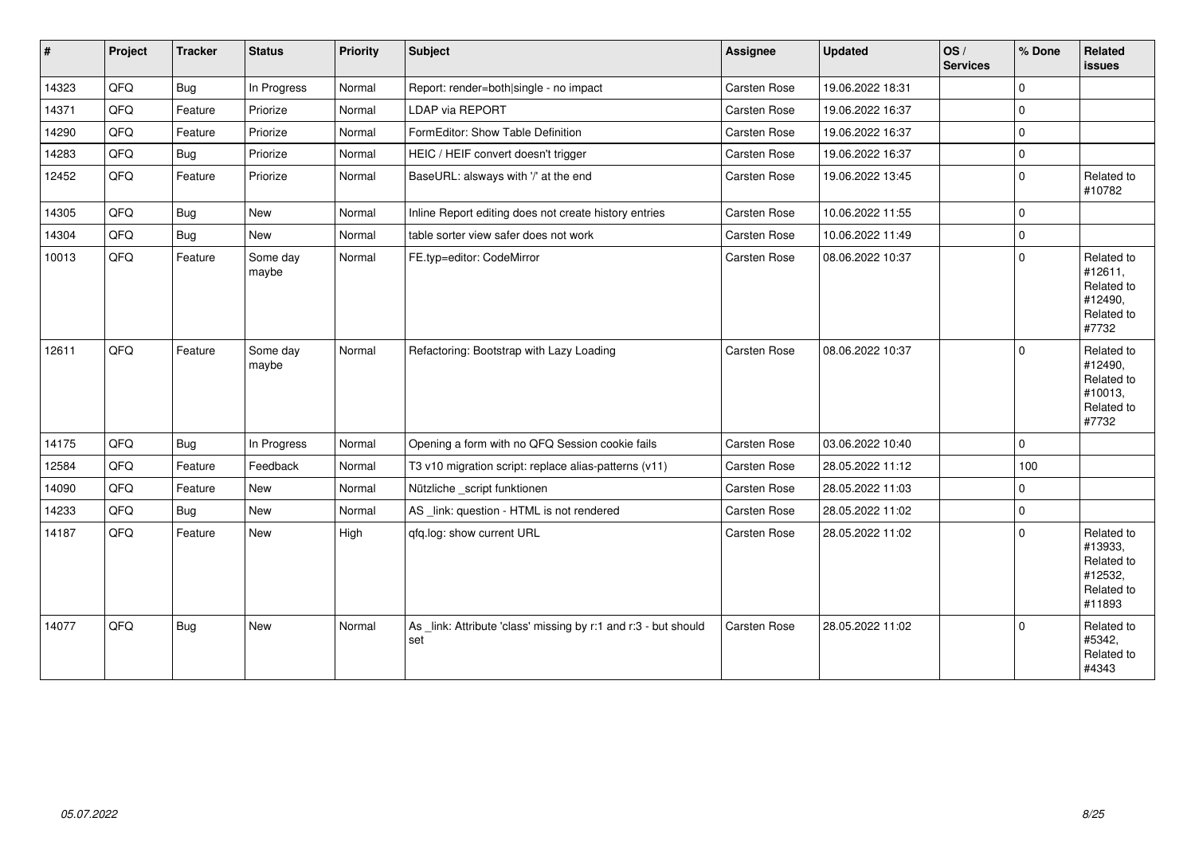| # | Project | Tracker | Status | Priority | Subject | Assignee | Updated | OS / Services | % Done | Related issues |
| --- | --- | --- | --- | --- | --- | --- | --- | --- | --- | --- |
| 14323 | QFQ | Bug | In Progress | Normal | Report: render=both\|single - no impact | Carsten Rose | 19.06.2022 18:31 | | 0 | |
| 14371 | QFQ | Feature | Priorize | Normal | LDAP via REPORT | Carsten Rose | 19.06.2022 16:37 | | 0 | |
| 14290 | QFQ | Feature | Priorize | Normal | FormEditor: Show Table Definition | Carsten Rose | 19.06.2022 16:37 | | 0 | |
| 14283 | QFQ | Bug | Priorize | Normal | HEIC / HEIF convert doesn't trigger | Carsten Rose | 19.06.2022 16:37 | | 0 | |
| 12452 | QFQ | Feature | Priorize | Normal | BaseURL: alsways with '/' at the end | Carsten Rose | 19.06.2022 13:45 | | 0 | Related to #10782 |
| 14305 | QFQ | Bug | New | Normal | Inline Report editing does not create history entries | Carsten Rose | 10.06.2022 11:55 | | 0 | |
| 14304 | QFQ | Bug | New | Normal | table sorter view safer does not work | Carsten Rose | 10.06.2022 11:49 | | 0 | |
| 10013 | QFQ | Feature | Some day maybe | Normal | FE.typ=editor: CodeMirror | Carsten Rose | 08.06.2022 10:37 | | 0 | Related to #12611, Related to #12490, Related to #7732 |
| 12611 | QFQ | Feature | Some day maybe | Normal | Refactoring: Bootstrap with Lazy Loading | Carsten Rose | 08.06.2022 10:37 | | 0 | Related to #12490, Related to #10013, Related to #7732 |
| 14175 | QFQ | Bug | In Progress | Normal | Opening a form with no QFQ Session cookie fails | Carsten Rose | 03.06.2022 10:40 | | 0 | |
| 12584 | QFQ | Feature | Feedback | Normal | T3 v10 migration script: replace alias-patterns (v11) | Carsten Rose | 28.05.2022 11:12 | | 100 | |
| 14090 | QFQ | Feature | New | Normal | Nützliche _script funktionen | Carsten Rose | 28.05.2022 11:03 | | 0 | |
| 14233 | QFQ | Bug | New | Normal | AS _link: question - HTML is not rendered | Carsten Rose | 28.05.2022 11:02 | | 0 | |
| 14187 | QFQ | Feature | New | High | qfq.log: show current URL | Carsten Rose | 28.05.2022 11:02 | | 0 | Related to #13933, Related to #12532, Related to #11893 |
| 14077 | QFQ | Bug | New | Normal | As _link: Attribute 'class' missing by r:1 and r:3 - but should set | Carsten Rose | 28.05.2022 11:02 | | 0 | Related to #5342, Related to #4343 |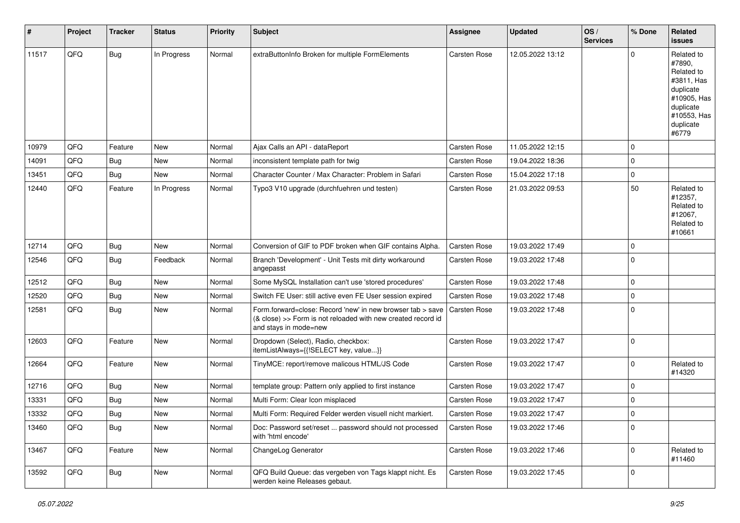| # | Project | Tracker | Status | Priority | Subject | Assignee | Updated | OS / Services | % Done | Related issues |
|---|---|---|---|---|---|---|---|---|---|---|
| 11517 | QFQ | Bug | In Progress | Normal | extraButtonInfo Broken for multiple FormElements | Carsten Rose | 12.05.2022 13:12 | | 0 | Related to #7890, Related to #3811, Has duplicate #10905, Has duplicate #10553, Has duplicate #6779 |
| 10979 | QFQ | Feature | New | Normal | Ajax Calls an API - dataReport | Carsten Rose | 11.05.2022 12:15 | | 0 | |
| 14091 | QFQ | Bug | New | Normal | inconsistent template path for twig | Carsten Rose | 19.04.2022 18:36 | | 0 | |
| 13451 | QFQ | Bug | New | Normal | Character Counter / Max Character: Problem in Safari | Carsten Rose | 15.04.2022 17:18 | | 0 | |
| 12440 | QFQ | Feature | In Progress | Normal | Typo3 V10 upgrade (durchfuehren und testen) | Carsten Rose | 21.03.2022 09:53 | | 50 | Related to #12357, Related to #12067, Related to #10661 |
| 12714 | QFQ | Bug | New | Normal | Conversion of GIF to PDF broken when GIF contains Alpha. | Carsten Rose | 19.03.2022 17:49 | | 0 | |
| 12546 | QFQ | Bug | Feedback | Normal | Branch 'Development' - Unit Tests mit dirty workaround angepasst | Carsten Rose | 19.03.2022 17:48 | | 0 | |
| 12512 | QFQ | Bug | New | Normal | Some MySQL Installation can't use 'stored procedures' | Carsten Rose | 19.03.2022 17:48 | | 0 | |
| 12520 | QFQ | Bug | New | Normal | Switch FE User: still active even FE User session expired | Carsten Rose | 19.03.2022 17:48 | | 0 | |
| 12581 | QFQ | Bug | New | Normal | Form.forward=close: Record 'new' in new browser tab > save (& close) >> Form is not reloaded with new created record id and stays in mode=new | Carsten Rose | 19.03.2022 17:48 | | 0 | |
| 12603 | QFQ | Feature | New | Normal | Dropdown (Select), Radio, checkbox: itemListAlways={{!SELECT key, value...}} | Carsten Rose | 19.03.2022 17:47 | | 0 | |
| 12664 | QFQ | Feature | New | Normal | TinyMCE: report/remove malicous HTML/JS Code | Carsten Rose | 19.03.2022 17:47 | | 0 | Related to #14320 |
| 12716 | QFQ | Bug | New | Normal | template group: Pattern only applied to first instance | Carsten Rose | 19.03.2022 17:47 | | 0 | |
| 13331 | QFQ | Bug | New | Normal | Multi Form: Clear Icon misplaced | Carsten Rose | 19.03.2022 17:47 | | 0 | |
| 13332 | QFQ | Bug | New | Normal | Multi Form: Required Felder werden visuell nicht markiert. | Carsten Rose | 19.03.2022 17:47 | | 0 | |
| 13460 | QFQ | Bug | New | Normal | Doc: Password set/reset ... password should not processed with 'html encode' | Carsten Rose | 19.03.2022 17:46 | | 0 | |
| 13467 | QFQ | Feature | New | Normal | ChangeLog Generator | Carsten Rose | 19.03.2022 17:46 | | 0 | Related to #11460 |
| 13592 | QFQ | Bug | New | Normal | QFQ Build Queue: das vergeben von Tags klappt nicht. Es werden keine Releases gebaut. | Carsten Rose | 19.03.2022 17:45 | | 0 | |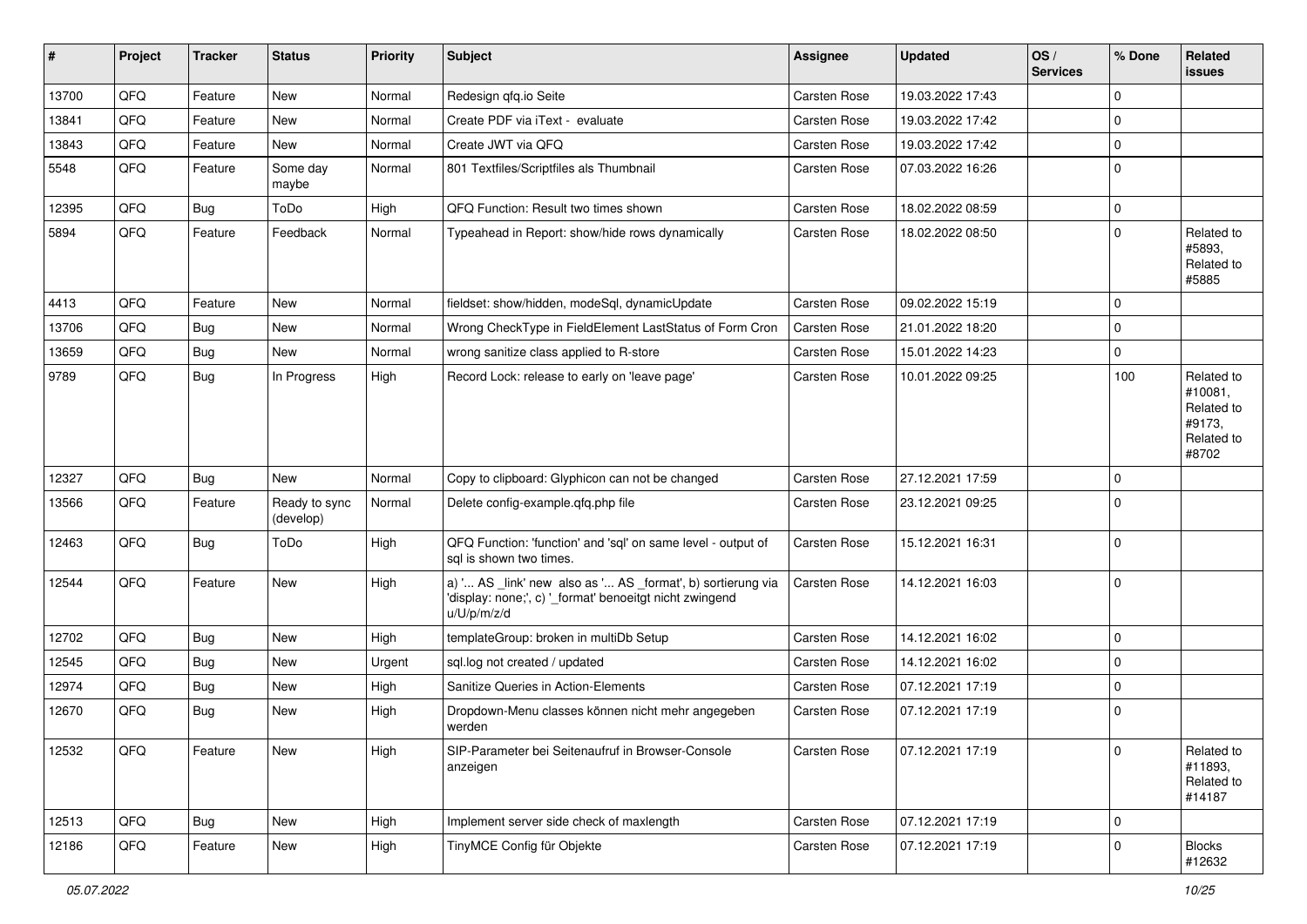| # | Project | Tracker | Status | Priority | Subject | Assignee | Updated | OS / Services | % Done | Related issues |
|---|---|---|---|---|---|---|---|---|---|---|
| 13700 | QFQ | Feature | New | Normal | Redesign qfq.io Seite | Carsten Rose | 19.03.2022 17:43 | | 0 | |
| 13841 | QFQ | Feature | New | Normal | Create PDF via iText - evaluate | Carsten Rose | 19.03.2022 17:42 | | 0 | |
| 13843 | QFQ | Feature | New | Normal | Create JWT via QFQ | Carsten Rose | 19.03.2022 17:42 | | 0 | |
| 5548 | QFQ | Feature | Some day maybe | Normal | 801 Textfiles/Scriptfiles als Thumbnail | Carsten Rose | 07.03.2022 16:26 | | 0 | |
| 12395 | QFQ | Bug | ToDo | High | QFQ Function: Result two times shown | Carsten Rose | 18.02.2022 08:59 | | 0 | |
| 5894 | QFQ | Feature | Feedback | Normal | Typeahead in Report: show/hide rows dynamically | Carsten Rose | 18.02.2022 08:50 | | 0 | Related to #5893, Related to #5885 |
| 4413 | QFQ | Feature | New | Normal | fieldset: show/hidden, modeSql, dynamicUpdate | Carsten Rose | 09.02.2022 15:19 | | 0 | |
| 13706 | QFQ | Bug | New | Normal | Wrong CheckType in FieldElement LastStatus of Form Cron | Carsten Rose | 21.01.2022 18:20 | | 0 | |
| 13659 | QFQ | Bug | New | Normal | wrong sanitize class applied to R-store | Carsten Rose | 15.01.2022 14:23 | | 0 | |
| 9789 | QFQ | Bug | In Progress | High | Record Lock: release to early on 'leave page' | Carsten Rose | 10.01.2022 09:25 | | 100 | Related to #10081, Related to #9173, Related to #8702 |
| 12327 | QFQ | Bug | New | Normal | Copy to clipboard: Glyphicon can not be changed | Carsten Rose | 27.12.2021 17:59 | | 0 | |
| 13566 | QFQ | Feature | Ready to sync (develop) | Normal | Delete config-example.qfq.php file | Carsten Rose | 23.12.2021 09:25 | | 0 | |
| 12463 | QFQ | Bug | ToDo | High | QFQ Function: 'function' and 'sql' on same level - output of sql is shown two times. | Carsten Rose | 15.12.2021 16:31 | | 0 | |
| 12544 | QFQ | Feature | New | High | a) '... AS _link' new also as '... AS _format', b) sortierung via 'display: none;', c) '_format' benoeitgt nicht zwingend u/U/p/m/z/d | Carsten Rose | 14.12.2021 16:03 | | 0 | |
| 12702 | QFQ | Bug | New | High | templateGroup: broken in multiDb Setup | Carsten Rose | 14.12.2021 16:02 | | 0 | |
| 12545 | QFQ | Bug | New | Urgent | sql.log not created / updated | Carsten Rose | 14.12.2021 16:02 | | 0 | |
| 12974 | QFQ | Bug | New | High | Sanitize Queries in Action-Elements | Carsten Rose | 07.12.2021 17:19 | | 0 | |
| 12670 | QFQ | Bug | New | High | Dropdown-Menu classes können nicht mehr angegeben werden | Carsten Rose | 07.12.2021 17:19 | | 0 | |
| 12532 | QFQ | Feature | New | High | SIP-Parameter bei Seitenaufruf in Browser-Console anzeigen | Carsten Rose | 07.12.2021 17:19 | | 0 | Related to #11893, Related to #14187 |
| 12513 | QFQ | Bug | New | High | Implement server side check of maxlength | Carsten Rose | 07.12.2021 17:19 | | 0 | |
| 12186 | QFQ | Feature | New | High | TinyMCE Config für Objekte | Carsten Rose | 07.12.2021 17:19 | | 0 | Blocks #12632 |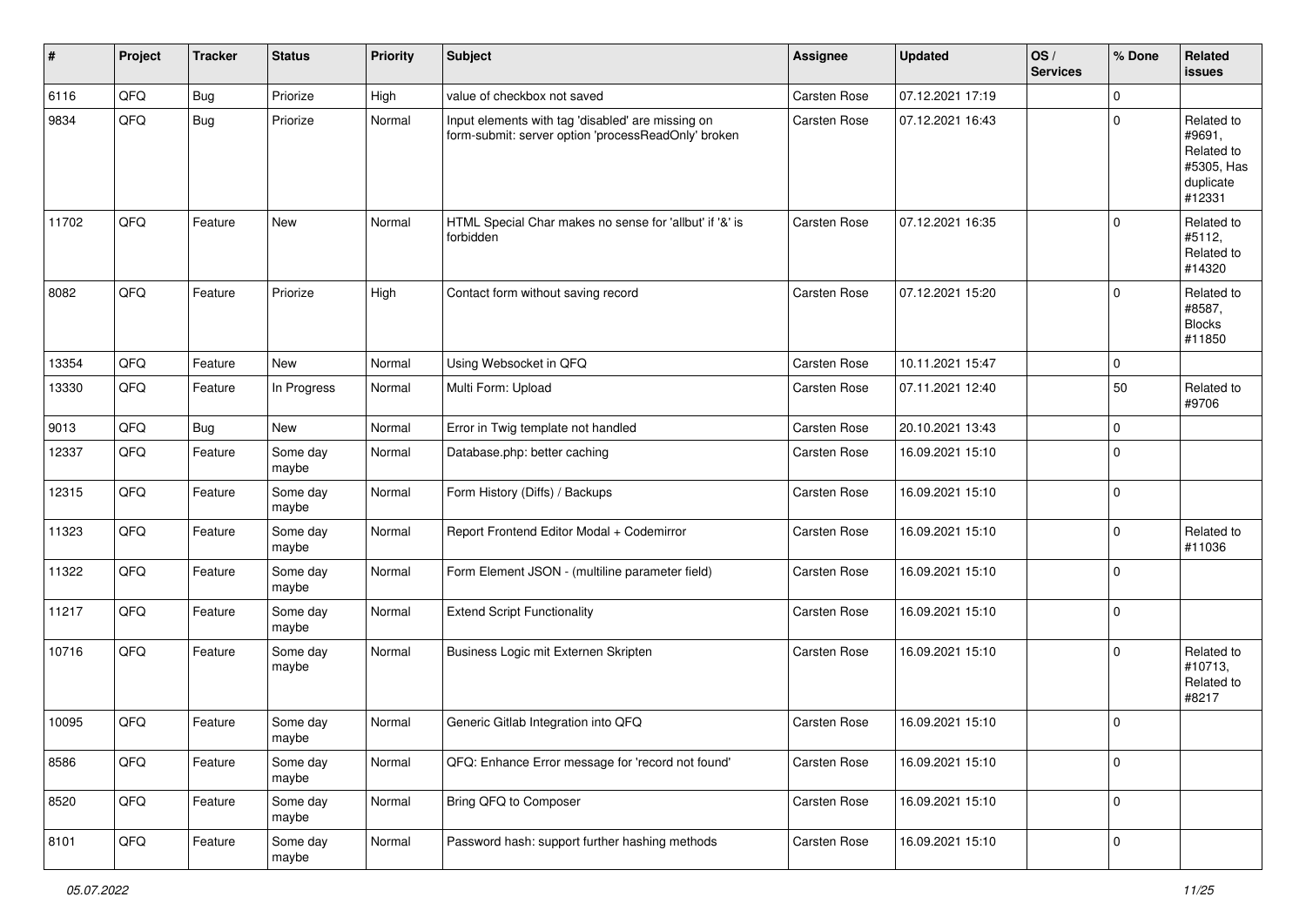| # | Project | Tracker | Status | Priority | Subject | Assignee | Updated | OS / Services | % Done | Related issues |
|---|---|---|---|---|---|---|---|---|---|---|
| 6116 | QFQ | Bug | Priorize | High | value of checkbox not saved | Carsten Rose | 07.12.2021 17:19 | | 0 | |
| 9834 | QFQ | Bug | Priorize | Normal | Input elements with tag 'disabled' are missing on form-submit: server option 'processReadOnly' broken | Carsten Rose | 07.12.2021 16:43 | | 0 | Related to #9691, Related to #5305, Has duplicate #12331 |
| 11702 | QFQ | Feature | New | Normal | HTML Special Char makes no sense for 'allbut' if '&' is forbidden | Carsten Rose | 07.12.2021 16:35 | | 0 | Related to #5112, Related to #14320 |
| 8082 | QFQ | Feature | Priorize | High | Contact form without saving record | Carsten Rose | 07.12.2021 15:20 | | 0 | Related to #8587, Blocks #11850 |
| 13354 | QFQ | Feature | New | Normal | Using Websocket in QFQ | Carsten Rose | 10.11.2021 15:47 | | 0 | |
| 13330 | QFQ | Feature | In Progress | Normal | Multi Form: Upload | Carsten Rose | 07.11.2021 12:40 | | 50 | Related to #9706 |
| 9013 | QFQ | Bug | New | Normal | Error in Twig template not handled | Carsten Rose | 20.10.2021 13:43 | | 0 | |
| 12337 | QFQ | Feature | Some day maybe | Normal | Database.php: better caching | Carsten Rose | 16.09.2021 15:10 | | 0 | |
| 12315 | QFQ | Feature | Some day maybe | Normal | Form History (Diffs) / Backups | Carsten Rose | 16.09.2021 15:10 | | 0 | |
| 11323 | QFQ | Feature | Some day maybe | Normal | Report Frontend Editor Modal + Codemirror | Carsten Rose | 16.09.2021 15:10 | | 0 | Related to #11036 |
| 11322 | QFQ | Feature | Some day maybe | Normal | Form Element JSON - (multiline parameter field) | Carsten Rose | 16.09.2021 15:10 | | 0 | |
| 11217 | QFQ | Feature | Some day maybe | Normal | Extend Script Functionality | Carsten Rose | 16.09.2021 15:10 | | 0 | |
| 10716 | QFQ | Feature | Some day maybe | Normal | Business Logic mit Externen Skripten | Carsten Rose | 16.09.2021 15:10 | | 0 | Related to #10713, Related to #8217 |
| 10095 | QFQ | Feature | Some day maybe | Normal | Generic Gitlab Integration into QFQ | Carsten Rose | 16.09.2021 15:10 | | 0 | |
| 8586 | QFQ | Feature | Some day maybe | Normal | QFQ: Enhance Error message for 'record not found' | Carsten Rose | 16.09.2021 15:10 | | 0 | |
| 8520 | QFQ | Feature | Some day maybe | Normal | Bring QFQ to Composer | Carsten Rose | 16.09.2021 15:10 | | 0 | |
| 8101 | QFQ | Feature | Some day maybe | Normal | Password hash: support further hashing methods | Carsten Rose | 16.09.2021 15:10 | | 0 | |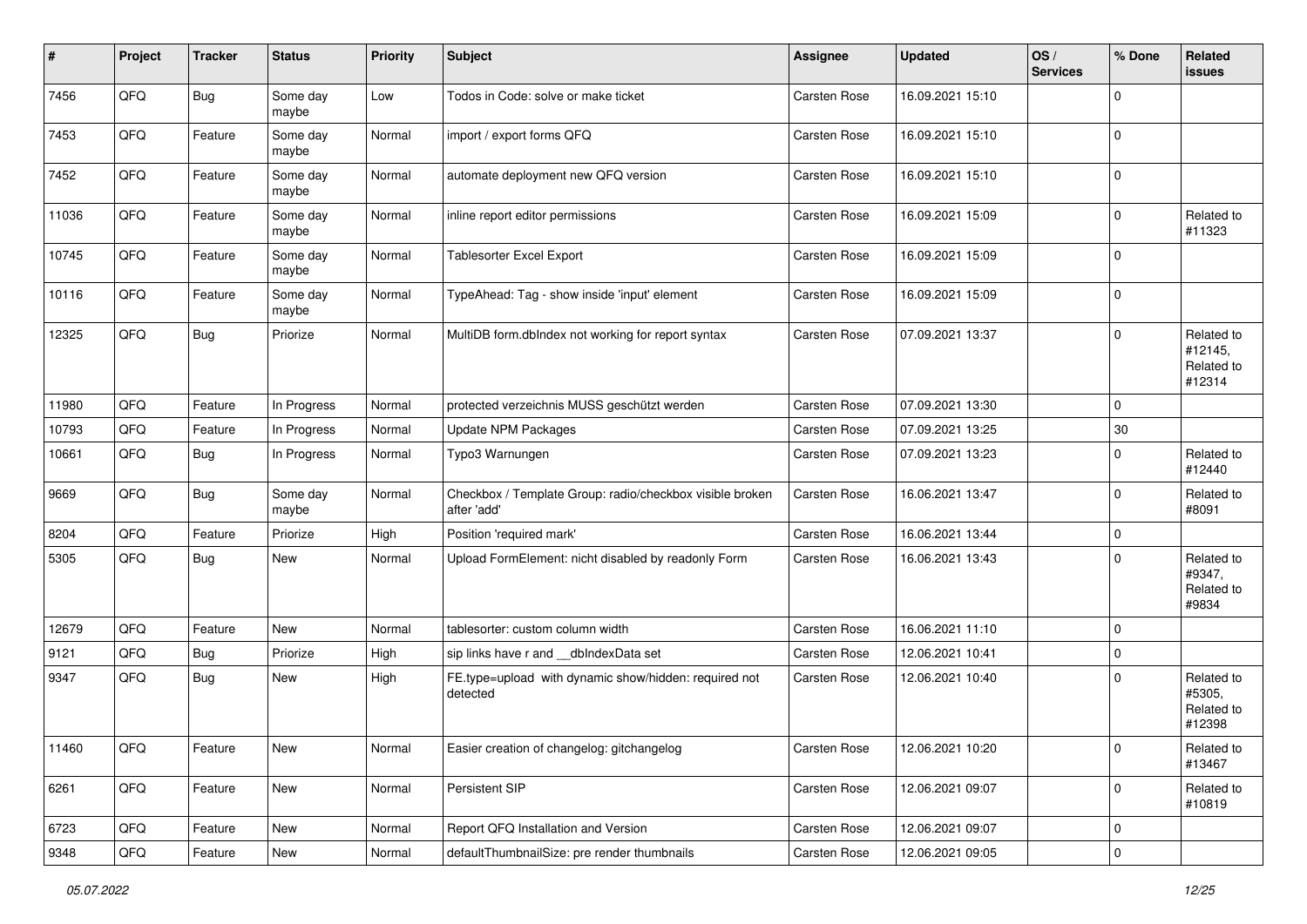| # | Project | Tracker | Status | Priority | Subject | Assignee | Updated | OS / Services | % Done | Related issues |
|---|---|---|---|---|---|---|---|---|---|---|
| 7456 | QFQ | Bug | Some day maybe | Low | Todos in Code: solve or make ticket | Carsten Rose | 16.09.2021 15:10 | | 0 | |
| 7453 | QFQ | Feature | Some day maybe | Normal | import / export forms QFQ | Carsten Rose | 16.09.2021 15:10 | | 0 | |
| 7452 | QFQ | Feature | Some day maybe | Normal | automate deployment new QFQ version | Carsten Rose | 16.09.2021 15:10 | | 0 | |
| 11036 | QFQ | Feature | Some day maybe | Normal | inline report editor permissions | Carsten Rose | 16.09.2021 15:09 | | 0 | Related to #11323 |
| 10745 | QFQ | Feature | Some day maybe | Normal | Tablesorter Excel Export | Carsten Rose | 16.09.2021 15:09 | | 0 | |
| 10116 | QFQ | Feature | Some day maybe | Normal | TypeAhead: Tag - show inside 'input' element | Carsten Rose | 16.09.2021 15:09 | | 0 | |
| 12325 | QFQ | Bug | Priorize | Normal | MultiDB form.dbIndex not working for report syntax | Carsten Rose | 07.09.2021 13:37 | | 0 | Related to #12145, Related to #12314 |
| 11980 | QFQ | Feature | In Progress | Normal | protected verzeichnis MUSS geschützt werden | Carsten Rose | 07.09.2021 13:30 | | 0 | |
| 10793 | QFQ | Feature | In Progress | Normal | Update NPM Packages | Carsten Rose | 07.09.2021 13:25 | | 30 | |
| 10661 | QFQ | Bug | In Progress | Normal | Typo3 Warnungen | Carsten Rose | 07.09.2021 13:23 | | 0 | Related to #12440 |
| 9669 | QFQ | Bug | Some day maybe | Normal | Checkbox / Template Group: radio/checkbox visible broken after 'add' | Carsten Rose | 16.06.2021 13:47 | | 0 | Related to #8091 |
| 8204 | QFQ | Feature | Priorize | High | Position 'required mark' | Carsten Rose | 16.06.2021 13:44 | | 0 | |
| 5305 | QFQ | Bug | New | Normal | Upload FormElement: nicht disabled by readonly Form | Carsten Rose | 16.06.2021 13:43 | | 0 | Related to #9347, Related to #9834 |
| 12679 | QFQ | Feature | New | Normal | tablesorter: custom column width | Carsten Rose | 16.06.2021 11:10 | | 0 | |
| 9121 | QFQ | Bug | Priorize | High | sip links have r and __dbIndexData set | Carsten Rose | 12.06.2021 10:41 | | 0 | |
| 9347 | QFQ | Bug | New | High | FE.type=upload with dynamic show/hidden: required not detected | Carsten Rose | 12.06.2021 10:40 | | 0 | Related to #5305, Related to #12398 |
| 11460 | QFQ | Feature | New | Normal | Easier creation of changelog: gitchangelog | Carsten Rose | 12.06.2021 10:20 | | 0 | Related to #13467 |
| 6261 | QFQ | Feature | New | Normal | Persistent SIP | Carsten Rose | 12.06.2021 09:07 | | 0 | Related to #10819 |
| 6723 | QFQ | Feature | New | Normal | Report QFQ Installation and Version | Carsten Rose | 12.06.2021 09:07 | | 0 | |
| 9348 | QFQ | Feature | New | Normal | defaultThumbnailSize: pre render thumbnails | Carsten Rose | 12.06.2021 09:05 | | 0 | |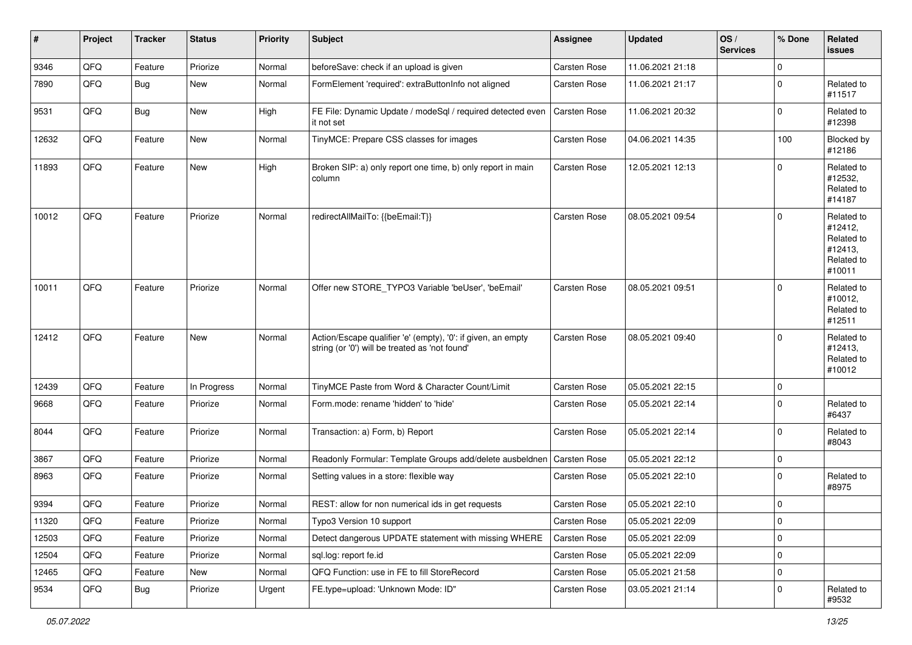| # | Project | Tracker | Status | Priority | Subject | Assignee | Updated | OS / Services | % Done | Related issues |
|---|---|---|---|---|---|---|---|---|---|---|
| 9346 | QFQ | Feature | Priorize | Normal | beforeSave: check if an upload is given | Carsten Rose | 11.06.2021 21:18 | | 0 | |
| 7890 | QFQ | Bug | New | Normal | FormElement 'required': extraButtonInfo not aligned | Carsten Rose | 11.06.2021 21:17 | | 0 | Related to #11517 |
| 9531 | QFQ | Bug | New | High | FE File: Dynamic Update / modeSql / required detected even it not set | Carsten Rose | 11.06.2021 20:32 | | 0 | Related to #12398 |
| 12632 | QFQ | Feature | New | Normal | TinyMCE: Prepare CSS classes for images | Carsten Rose | 04.06.2021 14:35 | | 100 | Blocked by #12186 |
| 11893 | QFQ | Feature | New | High | Broken SIP: a) only report one time, b) only report in main column | Carsten Rose | 12.05.2021 12:13 | | 0 | Related to #12532, Related to #14187 |
| 10012 | QFQ | Feature | Priorize | Normal | redirectAllMailTo: {{beEmail:T}} | Carsten Rose | 08.05.2021 09:54 | | 0 | Related to #12412, Related to #12413, Related to #10011 |
| 10011 | QFQ | Feature | Priorize | Normal | Offer new STORE_TYPO3 Variable 'beUser', 'beEmail' | Carsten Rose | 08.05.2021 09:51 | | 0 | Related to #10012, Related to #12511 |
| 12412 | QFQ | Feature | New | Normal | Action/Escape qualifier 'e' (empty), '0': if given, an empty string (or '0') will be treated as 'not found' | Carsten Rose | 08.05.2021 09:40 | | 0 | Related to #12413, Related to #10012 |
| 12439 | QFQ | Feature | In Progress | Normal | TinyMCE Paste from Word & Character Count/Limit | Carsten Rose | 05.05.2021 22:15 | | 0 | |
| 9668 | QFQ | Feature | Priorize | Normal | Form.mode: rename 'hidden' to 'hide' | Carsten Rose | 05.05.2021 22:14 | | 0 | Related to #6437 |
| 8044 | QFQ | Feature | Priorize | Normal | Transaction: a) Form, b) Report | Carsten Rose | 05.05.2021 22:14 | | 0 | Related to #8043 |
| 3867 | QFQ | Feature | Priorize | Normal | Readonly Formular: Template Groups add/delete ausbeldnen | Carsten Rose | 05.05.2021 22:12 | | 0 | |
| 8963 | QFQ | Feature | Priorize | Normal | Setting values in a store: flexible way | Carsten Rose | 05.05.2021 22:10 | | 0 | Related to #8975 |
| 9394 | QFQ | Feature | Priorize | Normal | REST: allow for non numerical ids in get requests | Carsten Rose | 05.05.2021 22:10 | | 0 | |
| 11320 | QFQ | Feature | Priorize | Normal | Typo3 Version 10 support | Carsten Rose | 05.05.2021 22:09 | | 0 | |
| 12503 | QFQ | Feature | Priorize | Normal | Detect dangerous UPDATE statement with missing WHERE | Carsten Rose | 05.05.2021 22:09 | | 0 | |
| 12504 | QFQ | Feature | Priorize | Normal | sql.log: report fe.id | Carsten Rose | 05.05.2021 22:09 | | 0 | |
| 12465 | QFQ | Feature | New | Normal | QFQ Function: use in FE to fill StoreRecord | Carsten Rose | 05.05.2021 21:58 | | 0 | |
| 9534 | QFQ | Bug | Priorize | Urgent | FE.type=upload: 'Unknown Mode: ID" | Carsten Rose | 03.05.2021 21:14 | | 0 | Related to #9532 |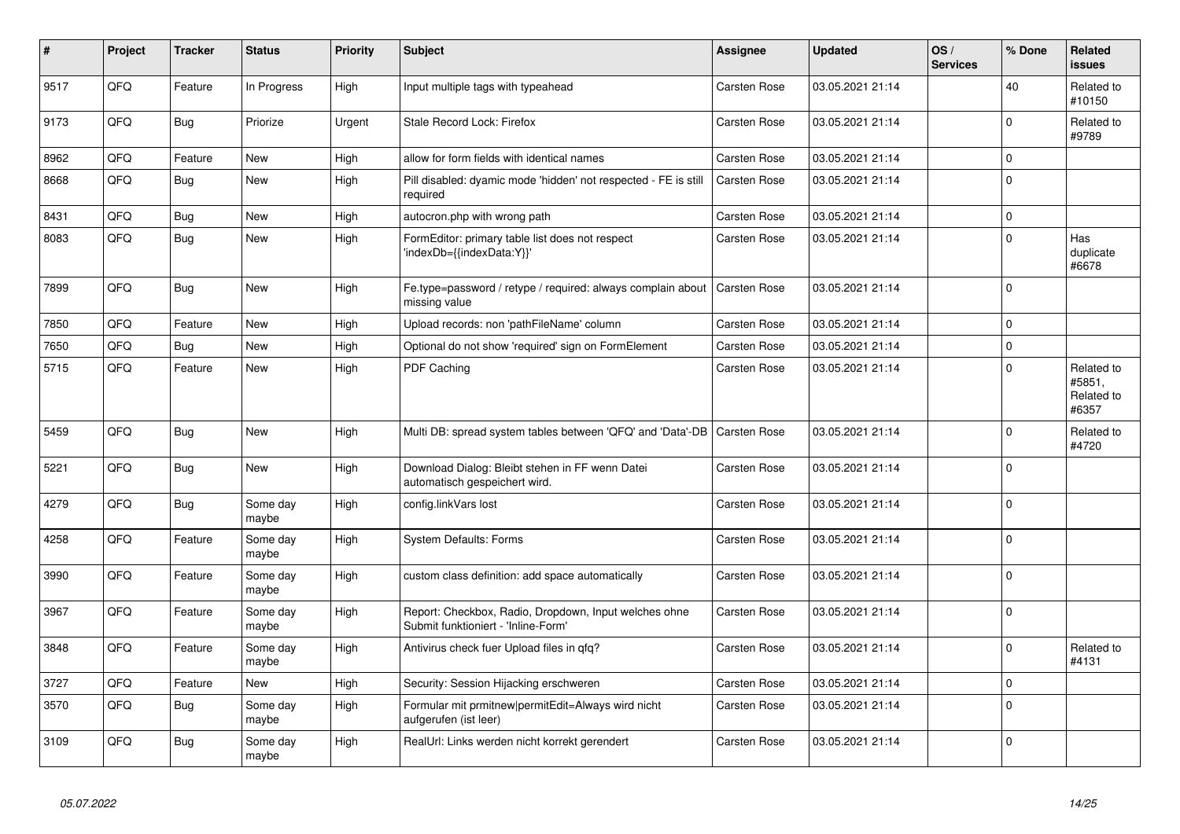| # | Project | Tracker | Status | Priority | Subject | Assignee | Updated | OS / Services | % Done | Related issues |
|---|---|---|---|---|---|---|---|---|---|---|
| 9517 | QFQ | Feature | In Progress | High | Input multiple tags with typeahead | Carsten Rose | 03.05.2021 21:14 | | 40 | Related to #10150 |
| 9173 | QFQ | Bug | Priorize | Urgent | Stale Record Lock: Firefox | Carsten Rose | 03.05.2021 21:14 | | 0 | Related to #9789 |
| 8962 | QFQ | Feature | New | High | allow for form fields with identical names | Carsten Rose | 03.05.2021 21:14 | | 0 | |
| 8668 | QFQ | Bug | New | High | Pill disabled: dyamic mode 'hidden' not respected - FE is still required | Carsten Rose | 03.05.2021 21:14 | | 0 | |
| 8431 | QFQ | Bug | New | High | autocron.php with wrong path | Carsten Rose | 03.05.2021 21:14 | | 0 | |
| 8083 | QFQ | Bug | New | High | FormEditor: primary table list does not respect 'indexDb={{indexData:Y}}' | Carsten Rose | 03.05.2021 21:14 | | 0 | Has duplicate #6678 |
| 7899 | QFQ | Bug | New | High | Fe.type=password / retype / required: always complain about missing value | Carsten Rose | 03.05.2021 21:14 | | 0 | |
| 7850 | QFQ | Feature | New | High | Upload records: non 'pathFileName' column | Carsten Rose | 03.05.2021 21:14 | | 0 | |
| 7650 | QFQ | Bug | New | High | Optional do not show 'required' sign on FormElement | Carsten Rose | 03.05.2021 21:14 | | 0 | |
| 5715 | QFQ | Feature | New | High | PDF Caching | Carsten Rose | 03.05.2021 21:14 | | 0 | Related to #5851, Related to #6357 |
| 5459 | QFQ | Bug | New | High | Multi DB: spread system tables between 'QFQ' and 'Data'-DB | Carsten Rose | 03.05.2021 21:14 | | 0 | Related to #4720 |
| 5221 | QFQ | Bug | New | High | Download Dialog: Bleibt stehen in FF wenn Datei automatisch gespeichert wird. | Carsten Rose | 03.05.2021 21:14 | | 0 | |
| 4279 | QFQ | Bug | Some day maybe | High | config.linkVars lost | Carsten Rose | 03.05.2021 21:14 | | 0 | |
| 4258 | QFQ | Feature | Some day maybe | High | System Defaults: Forms | Carsten Rose | 03.05.2021 21:14 | | 0 | |
| 3990 | QFQ | Feature | Some day maybe | High | custom class definition: add space automatically | Carsten Rose | 03.05.2021 21:14 | | 0 | |
| 3967 | QFQ | Feature | Some day maybe | High | Report: Checkbox, Radio, Dropdown, Input welches ohne Submit funktioniert - 'Inline-Form' | Carsten Rose | 03.05.2021 21:14 | | 0 | |
| 3848 | QFQ | Feature | Some day maybe | High | Antivirus check fuer Upload files in qfq? | Carsten Rose | 03.05.2021 21:14 | | 0 | Related to #4131 |
| 3727 | QFQ | Feature | New | High | Security: Session Hijacking erschweren | Carsten Rose | 03.05.2021 21:14 | | 0 | |
| 3570 | QFQ | Bug | Some day maybe | High | Formular mit prmitnew\|permitEdit=Always wird nicht aufgerufen (ist leer) | Carsten Rose | 03.05.2021 21:14 | | 0 | |
| 3109 | QFQ | Bug | Some day maybe | High | RealUrl: Links werden nicht korrekt gerendert | Carsten Rose | 03.05.2021 21:14 | | 0 | |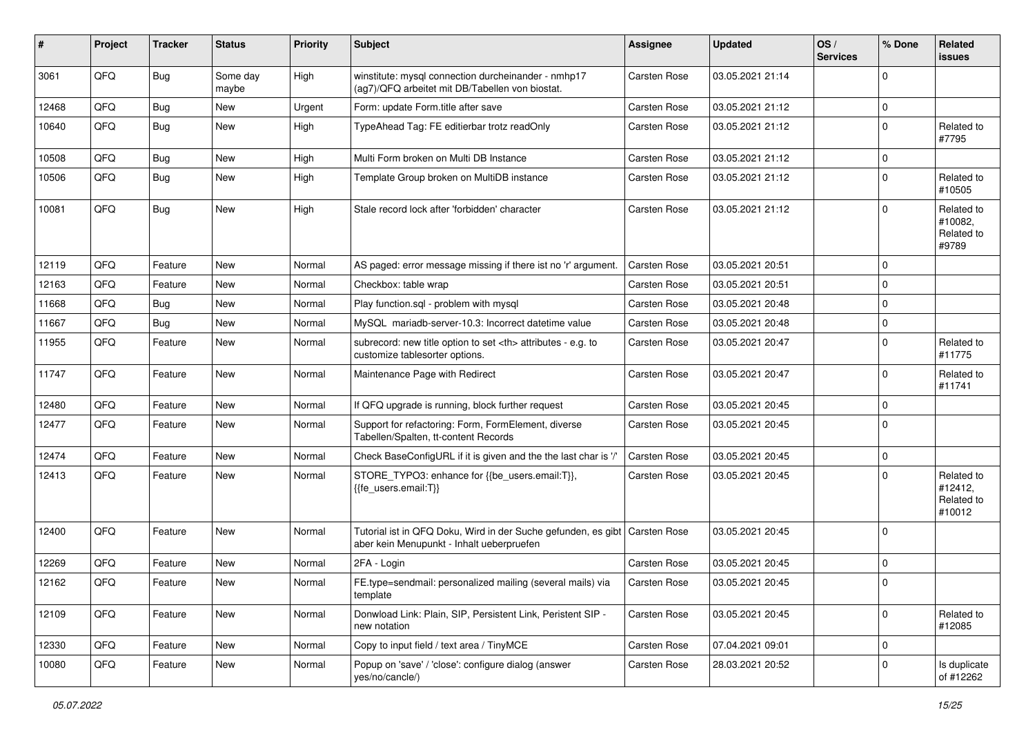| # | Project | Tracker | Status | Priority | Subject | Assignee | Updated | OS / Services | % Done | Related issues |
|---|---|---|---|---|---|---|---|---|---|---|
| 3061 | QFQ | Bug | Some day maybe | High | winstitute: mysql connection durcheinander - nmhp17 (ag7)/QFQ arbeitet mit DB/Tabellen von biostat. | Carsten Rose | 03.05.2021 21:14 | | 0 | |
| 12468 | QFQ | Bug | New | Urgent | Form: update Form.title after save | Carsten Rose | 03.05.2021 21:12 | | 0 | |
| 10640 | QFQ | Bug | New | High | TypeAhead Tag: FE editierbar trotz readOnly | Carsten Rose | 03.05.2021 21:12 | | 0 | Related to #7795 |
| 10508 | QFQ | Bug | New | High | Multi Form broken on Multi DB Instance | Carsten Rose | 03.05.2021 21:12 | | 0 | |
| 10506 | QFQ | Bug | New | High | Template Group broken on MultiDB instance | Carsten Rose | 03.05.2021 21:12 | | 0 | Related to #10505 |
| 10081 | QFQ | Bug | New | High | Stale record lock after 'forbidden' character | Carsten Rose | 03.05.2021 21:12 | | 0 | Related to #10082, Related to #9789 |
| 12119 | QFQ | Feature | New | Normal | AS paged: error message missing if there ist no 'r' argument. | Carsten Rose | 03.05.2021 20:51 | | 0 | |
| 12163 | QFQ | Feature | New | Normal | Checkbox: table wrap | Carsten Rose | 03.05.2021 20:51 | | 0 | |
| 11668 | QFQ | Bug | New | Normal | Play function.sql - problem with mysql | Carsten Rose | 03.05.2021 20:48 | | 0 | |
| 11667 | QFQ | Bug | New | Normal | MySQL mariadb-server-10.3: Incorrect datetime value | Carsten Rose | 03.05.2021 20:48 | | 0 | |
| 11955 | QFQ | Feature | New | Normal | subrecord: new title option to set <th> attributes - e.g. to customize tablesorter options. | Carsten Rose | 03.05.2021 20:47 | | 0 | Related to #11775 |
| 11747 | QFQ | Feature | New | Normal | Maintenance Page with Redirect | Carsten Rose | 03.05.2021 20:47 | | 0 | Related to #11741 |
| 12480 | QFQ | Feature | New | Normal | If QFQ upgrade is running, block further request | Carsten Rose | 03.05.2021 20:45 | | 0 | |
| 12477 | QFQ | Feature | New | Normal | Support for refactoring: Form, FormElement, diverse Tabellen/Spalten, tt-content Records | Carsten Rose | 03.05.2021 20:45 | | 0 | |
| 12474 | QFQ | Feature | New | Normal | Check BaseConfigURL if it is given and the the last char is '/' | Carsten Rose | 03.05.2021 20:45 | | 0 | |
| 12413 | QFQ | Feature | New | Normal | STORE_TYPO3: enhance for {{be_users.email:T}}, {{fe_users.email:T}} | Carsten Rose | 03.05.2021 20:45 | | 0 | Related to #12412, Related to #10012 |
| 12400 | QFQ | Feature | New | Normal | Tutorial ist in QFQ Doku, Wird in der Suche gefunden, es gibt aber kein Menupunkt - Inhalt ueberpruefen | Carsten Rose | 03.05.2021 20:45 | | 0 | |
| 12269 | QFQ | Feature | New | Normal | 2FA - Login | Carsten Rose | 03.05.2021 20:45 | | 0 | |
| 12162 | QFQ | Feature | New | Normal | FE.type=sendmail: personalized mailing (several mails) via template | Carsten Rose | 03.05.2021 20:45 | | 0 | |
| 12109 | QFQ | Feature | New | Normal | Donwload Link: Plain, SIP, Persistent Link, Peristent SIP - new notation | Carsten Rose | 03.05.2021 20:45 | | 0 | Related to #12085 |
| 12330 | QFQ | Feature | New | Normal | Copy to input field / text area / TinyMCE | Carsten Rose | 07.04.2021 09:01 | | 0 | |
| 10080 | QFQ | Feature | New | Normal | Popup on 'save' / 'close': configure dialog (answer yes/no/cancle/) | Carsten Rose | 28.03.2021 20:52 | | 0 | Is duplicate of #12262 |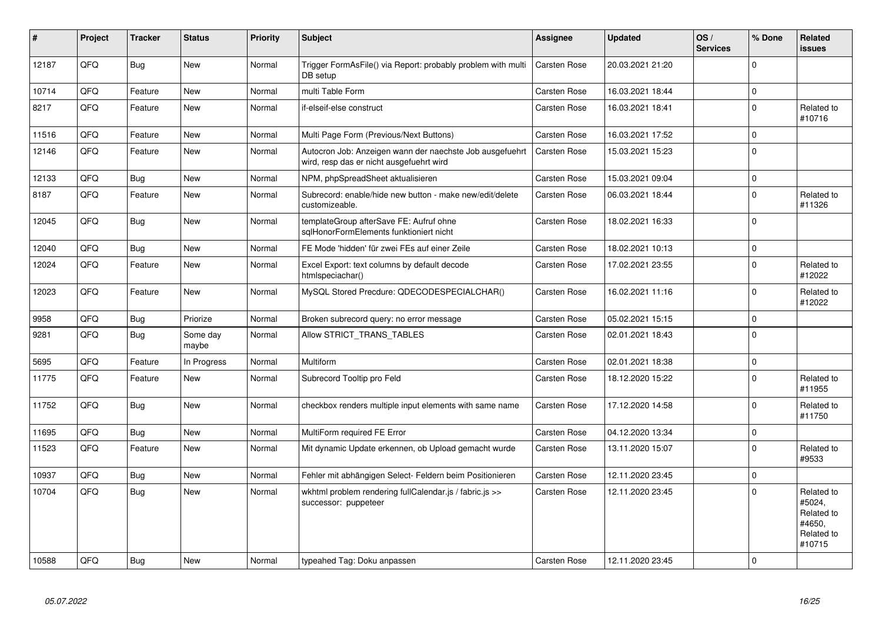| # | Project | Tracker | Status | Priority | Subject | Assignee | Updated | OS / Services | % Done | Related issues |
|---|---|---|---|---|---|---|---|---|---|---|
| 12187 | QFQ | Bug | New | Normal | Trigger FormAsFile() via Report: probably problem with multi DB setup | Carsten Rose | 20.03.2021 21:20 | | 0 | |
| 10714 | QFQ | Feature | New | Normal | multi Table Form | Carsten Rose | 16.03.2021 18:44 | | 0 | |
| 8217 | QFQ | Feature | New | Normal | if-elseif-else construct | Carsten Rose | 16.03.2021 18:41 | | 0 | Related to #10716 |
| 11516 | QFQ | Feature | New | Normal | Multi Page Form (Previous/Next Buttons) | Carsten Rose | 16.03.2021 17:52 | | 0 | |
| 12146 | QFQ | Feature | New | Normal | Autocron Job: Anzeigen wann der naechste Job ausgefuehrt wird, resp das er nicht ausgefuehrt wird | Carsten Rose | 15.03.2021 15:23 | | 0 | |
| 12133 | QFQ | Bug | New | Normal | NPM, phpSpreadSheet aktualisieren | Carsten Rose | 15.03.2021 09:04 | | 0 | |
| 8187 | QFQ | Feature | New | Normal | Subrecord: enable/hide new button - make new/edit/delete customizeable. | Carsten Rose | 06.03.2021 18:44 | | 0 | Related to #11326 |
| 12045 | QFQ | Bug | New | Normal | templateGroup afterSave FE: Aufruf ohne sqlHonorFormElements funktioniert nicht | Carsten Rose | 18.02.2021 16:33 | | 0 | |
| 12040 | QFQ | Bug | New | Normal | FE Mode 'hidden' für zwei FEs auf einer Zeile | Carsten Rose | 18.02.2021 10:13 | | 0 | |
| 12024 | QFQ | Feature | New | Normal | Excel Export: text columns by default decode htmlspeciachar() | Carsten Rose | 17.02.2021 23:55 | | 0 | Related to #12022 |
| 12023 | QFQ | Feature | New | Normal | MySQL Stored Precdure: QDECODESPECIALCHAR() | Carsten Rose | 16.02.2021 11:16 | | 0 | Related to #12022 |
| 9958 | QFQ | Bug | Priorize | Normal | Broken subrecord query: no error message | Carsten Rose | 05.02.2021 15:15 | | 0 | |
| 9281 | QFQ | Bug | Some day maybe | Normal | Allow STRICT_TRANS_TABLES | Carsten Rose | 02.01.2021 18:43 | | 0 | |
| 5695 | QFQ | Feature | In Progress | Normal | Multiform | Carsten Rose | 02.01.2021 18:38 | | 0 | |
| 11775 | QFQ | Feature | New | Normal | Subrecord Tooltip pro Feld | Carsten Rose | 18.12.2020 15:22 | | 0 | Related to #11955 |
| 11752 | QFQ | Bug | New | Normal | checkbox renders multiple input elements with same name | Carsten Rose | 17.12.2020 14:58 | | 0 | Related to #11750 |
| 11695 | QFQ | Bug | New | Normal | MultiForm required FE Error | Carsten Rose | 04.12.2020 13:34 | | 0 | |
| 11523 | QFQ | Feature | New | Normal | Mit dynamic Update erkennen, ob Upload gemacht wurde | Carsten Rose | 13.11.2020 15:07 | | 0 | Related to #9533 |
| 10937 | QFQ | Bug | New | Normal | Fehler mit abhängigen Select- Feldern beim Positionieren | Carsten Rose | 12.11.2020 23:45 | | 0 | |
| 10704 | QFQ | Bug | New | Normal | wkhtml problem rendering fullCalendar.js / fabric.js >> successor: puppeteer | Carsten Rose | 12.11.2020 23:45 | | 0 | Related to #5024, Related to #4650, Related to #10715 |
| 10588 | QFQ | Bug | New | Normal | typeahed Tag: Doku anpassen | Carsten Rose | 12.11.2020 23:45 | | 0 | |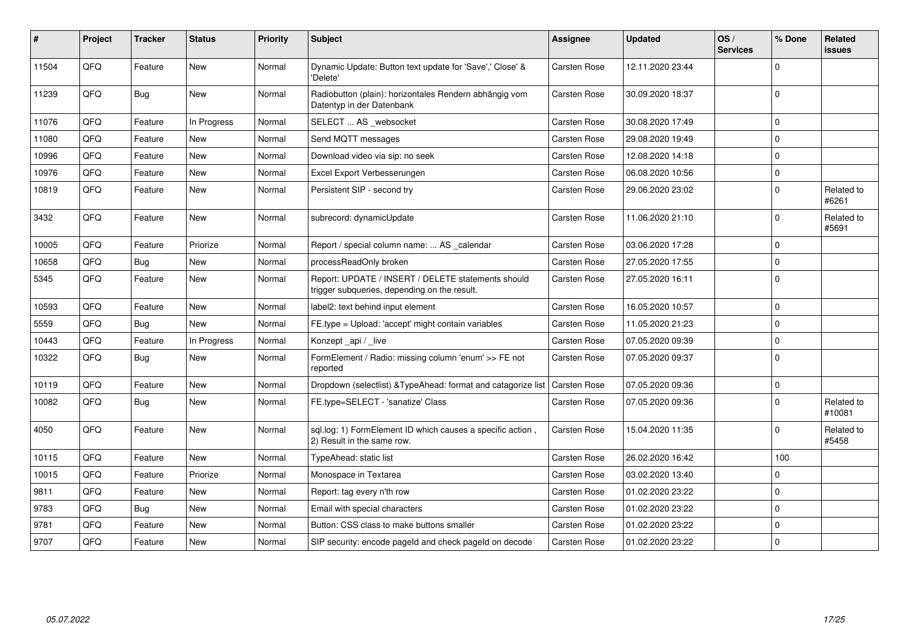| # | Project | Tracker | Status | Priority | Subject | Assignee | Updated | OS / Services | % Done | Related issues |
|---|---|---|---|---|---|---|---|---|---|---|
| 11504 | QFQ | Feature | New | Normal | Dynamic Update: Button text update for 'Save',' Close' & 'Delete' | Carsten Rose | 12.11.2020 23:44 | | 0 | |
| 11239 | QFQ | Bug | New | Normal | Radiobutton (plain): horizontales Rendern abhängig vom Datentyp in der Datenbank | Carsten Rose | 30.09.2020 18:37 | | 0 | |
| 11076 | QFQ | Feature | In Progress | Normal | SELECT ... AS _websocket | Carsten Rose | 30.08.2020 17:49 | | 0 | |
| 11080 | QFQ | Feature | New | Normal | Send MQTT messages | Carsten Rose | 29.08.2020 19:49 | | 0 | |
| 10996 | QFQ | Feature | New | Normal | Download video via sip: no seek | Carsten Rose | 12.08.2020 14:18 | | 0 | |
| 10976 | QFQ | Feature | New | Normal | Excel Export Verbesserungen | Carsten Rose | 06.08.2020 10:56 | | 0 | |
| 10819 | QFQ | Feature | New | Normal | Persistent SIP - second try | Carsten Rose | 29.06.2020 23:02 | | 0 | Related to #6261 |
| 3432 | QFQ | Feature | New | Normal | subrecord: dynamicUpdate | Carsten Rose | 11.06.2020 21:10 | | 0 | Related to #5691 |
| 10005 | QFQ | Feature | Priorize | Normal | Report / special column name: ... AS _calendar | Carsten Rose | 03.06.2020 17:28 | | 0 | |
| 10658 | QFQ | Bug | New | Normal | processReadOnly broken | Carsten Rose | 27.05.2020 17:55 | | 0 | |
| 5345 | QFQ | Feature | New | Normal | Report: UPDATE / INSERT / DELETE statements should trigger subqueries, depending on the result. | Carsten Rose | 27.05.2020 16:11 | | 0 | |
| 10593 | QFQ | Feature | New | Normal | label2: text behind input element | Carsten Rose | 16.05.2020 10:57 | | 0 | |
| 5559 | QFQ | Bug | New | Normal | FE.type = Upload: 'accept' might contain variables | Carsten Rose | 11.05.2020 21:23 | | 0 | |
| 10443 | QFQ | Feature | In Progress | Normal | Konzept _api / _live | Carsten Rose | 07.05.2020 09:39 | | 0 | |
| 10322 | QFQ | Bug | New | Normal | FormElement / Radio: missing column 'enum' >> FE not reported | Carsten Rose | 07.05.2020 09:37 | | 0 | |
| 10119 | QFQ | Feature | New | Normal | Dropdown (selectlist) &TypeAhead: format and catagorize list | Carsten Rose | 07.05.2020 09:36 | | 0 | |
| 10082 | QFQ | Bug | New | Normal | FE.type=SELECT - 'sanatize' Class | Carsten Rose | 07.05.2020 09:36 | | 0 | Related to #10081 |
| 4050 | QFQ | Feature | New | Normal | sql.log: 1) FormElement ID which causes a specific action , 2) Result in the same row. | Carsten Rose | 15.04.2020 11:35 | | 0 | Related to #5458 |
| 10115 | QFQ | Feature | New | Normal | TypeAhead: static list | Carsten Rose | 26.02.2020 16:42 | | 100 | |
| 10015 | QFQ | Feature | Priorize | Normal | Monospace in Textarea | Carsten Rose | 03.02.2020 13:40 | | 0 | |
| 9811 | QFQ | Feature | New | Normal | Report: tag every n'th row | Carsten Rose | 01.02.2020 23:22 | | 0 | |
| 9783 | QFQ | Bug | New | Normal | Email with special characters | Carsten Rose | 01.02.2020 23:22 | | 0 | |
| 9781 | QFQ | Feature | New | Normal | Button: CSS class to make buttons smaller | Carsten Rose | 01.02.2020 23:22 | | 0 | |
| 9707 | QFQ | Feature | New | Normal | SIP security: encode pageId and check pageId on decode | Carsten Rose | 01.02.2020 23:22 | | 0 | |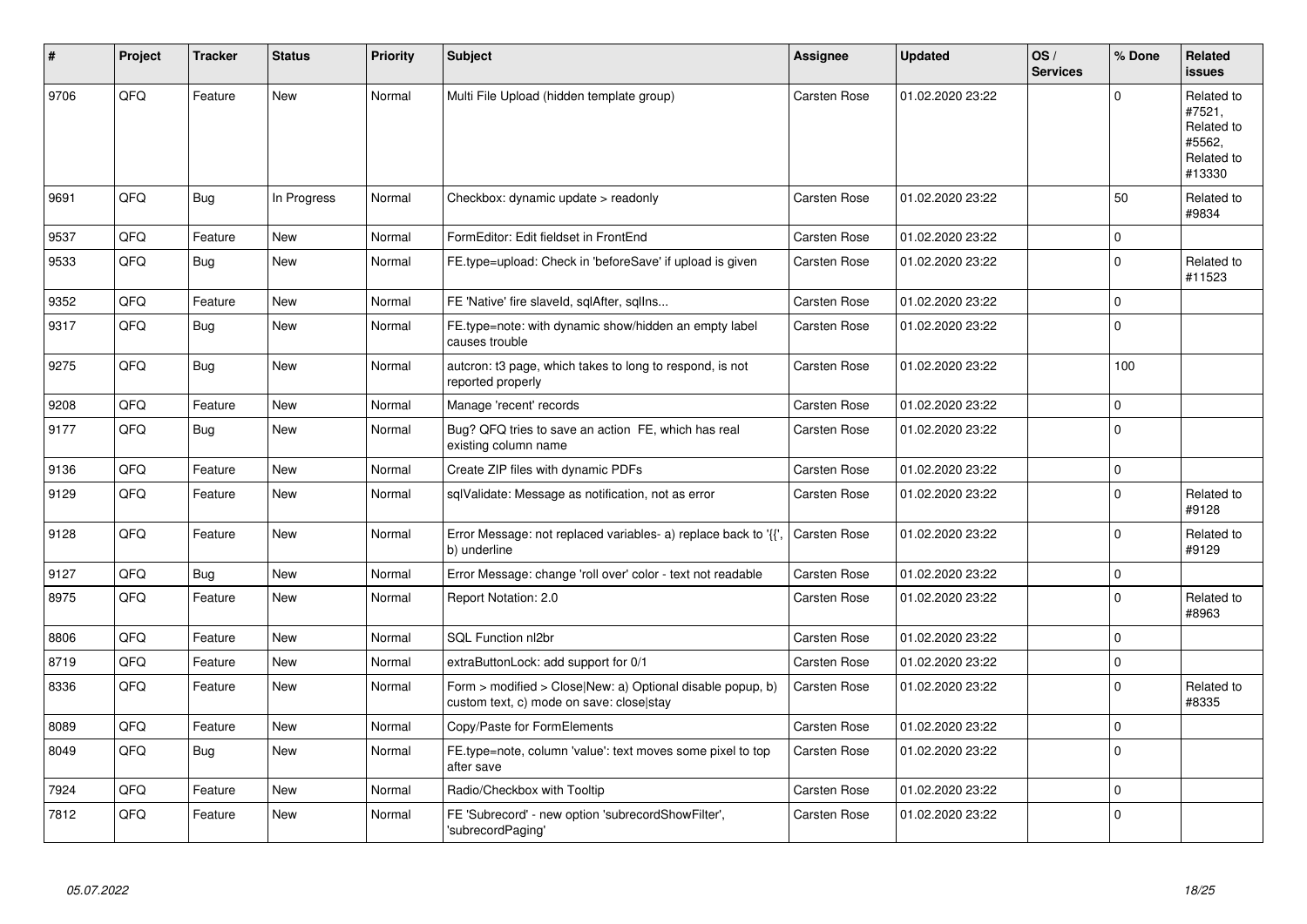| # | Project | Tracker | Status | Priority | Subject | Assignee | Updated | OS / Services | % Done | Related issues |
|---|---|---|---|---|---|---|---|---|---|---|
| 9706 | QFQ | Feature | New | Normal | Multi File Upload (hidden template group) | Carsten Rose | 01.02.2020 23:22 | | 0 | Related to #7521, Related to #5562, Related to #13330 |
| 9691 | QFQ | Bug | In Progress | Normal | Checkbox: dynamic update > readonly | Carsten Rose | 01.02.2020 23:22 | | 50 | Related to #9834 |
| 9537 | QFQ | Feature | New | Normal | FormEditor: Edit fieldset in FrontEnd | Carsten Rose | 01.02.2020 23:22 | | 0 | |
| 9533 | QFQ | Bug | New | Normal | FE.type=upload: Check in 'beforeSave' if upload is given | Carsten Rose | 01.02.2020 23:22 | | 0 | Related to #11523 |
| 9352 | QFQ | Feature | New | Normal | FE 'Native' fire slaveId, sqlAfter, sqlIns... | Carsten Rose | 01.02.2020 23:22 | | 0 | |
| 9317 | QFQ | Bug | New | Normal | FE.type=note: with dynamic show/hidden an empty label causes trouble | Carsten Rose | 01.02.2020 23:22 | | 0 | |
| 9275 | QFQ | Bug | New | Normal | autcron: t3 page, which takes to long to respond, is not reported properly | Carsten Rose | 01.02.2020 23:22 | | 100 | |
| 9208 | QFQ | Feature | New | Normal | Manage 'recent' records | Carsten Rose | 01.02.2020 23:22 | | 0 | |
| 9177 | QFQ | Bug | New | Normal | Bug? QFQ tries to save an action FE, which has real existing column name | Carsten Rose | 01.02.2020 23:22 | | 0 | |
| 9136 | QFQ | Feature | New | Normal | Create ZIP files with dynamic PDFs | Carsten Rose | 01.02.2020 23:22 | | 0 | |
| 9129 | QFQ | Feature | New | Normal | sqlValidate: Message as notification, not as error | Carsten Rose | 01.02.2020 23:22 | | 0 | Related to #9128 |
| 9128 | QFQ | Feature | New | Normal | Error Message: not replaced variables- a) replace back to '{{', b) underline | Carsten Rose | 01.02.2020 23:22 | | 0 | Related to #9129 |
| 9127 | QFQ | Bug | New | Normal | Error Message: change 'roll over' color - text not readable | Carsten Rose | 01.02.2020 23:22 | | 0 | |
| 8975 | QFQ | Feature | New | Normal | Report Notation: 2.0 | Carsten Rose | 01.02.2020 23:22 | | 0 | Related to #8963 |
| 8806 | QFQ | Feature | New | Normal | SQL Function nl2br | Carsten Rose | 01.02.2020 23:22 | | 0 | |
| 8719 | QFQ | Feature | New | Normal | extraButtonLock: add support for 0/1 | Carsten Rose | 01.02.2020 23:22 | | 0 | |
| 8336 | QFQ | Feature | New | Normal | Form > modified > Close\|New: a) Optional disable popup, b) custom text, c) mode on save: close\|stay | Carsten Rose | 01.02.2020 23:22 | | 0 | Related to #8335 |
| 8089 | QFQ | Feature | New | Normal | Copy/Paste for FormElements | Carsten Rose | 01.02.2020 23:22 | | 0 | |
| 8049 | QFQ | Bug | New | Normal | FE.type=note, column 'value': text moves some pixel to top after save | Carsten Rose | 01.02.2020 23:22 | | 0 | |
| 7924 | QFQ | Feature | New | Normal | Radio/Checkbox with Tooltip | Carsten Rose | 01.02.2020 23:22 | | 0 | |
| 7812 | QFQ | Feature | New | Normal | FE 'Subrecord' - new option 'subrecordShowFilter', 'subrecordPaging' | Carsten Rose | 01.02.2020 23:22 | | 0 | |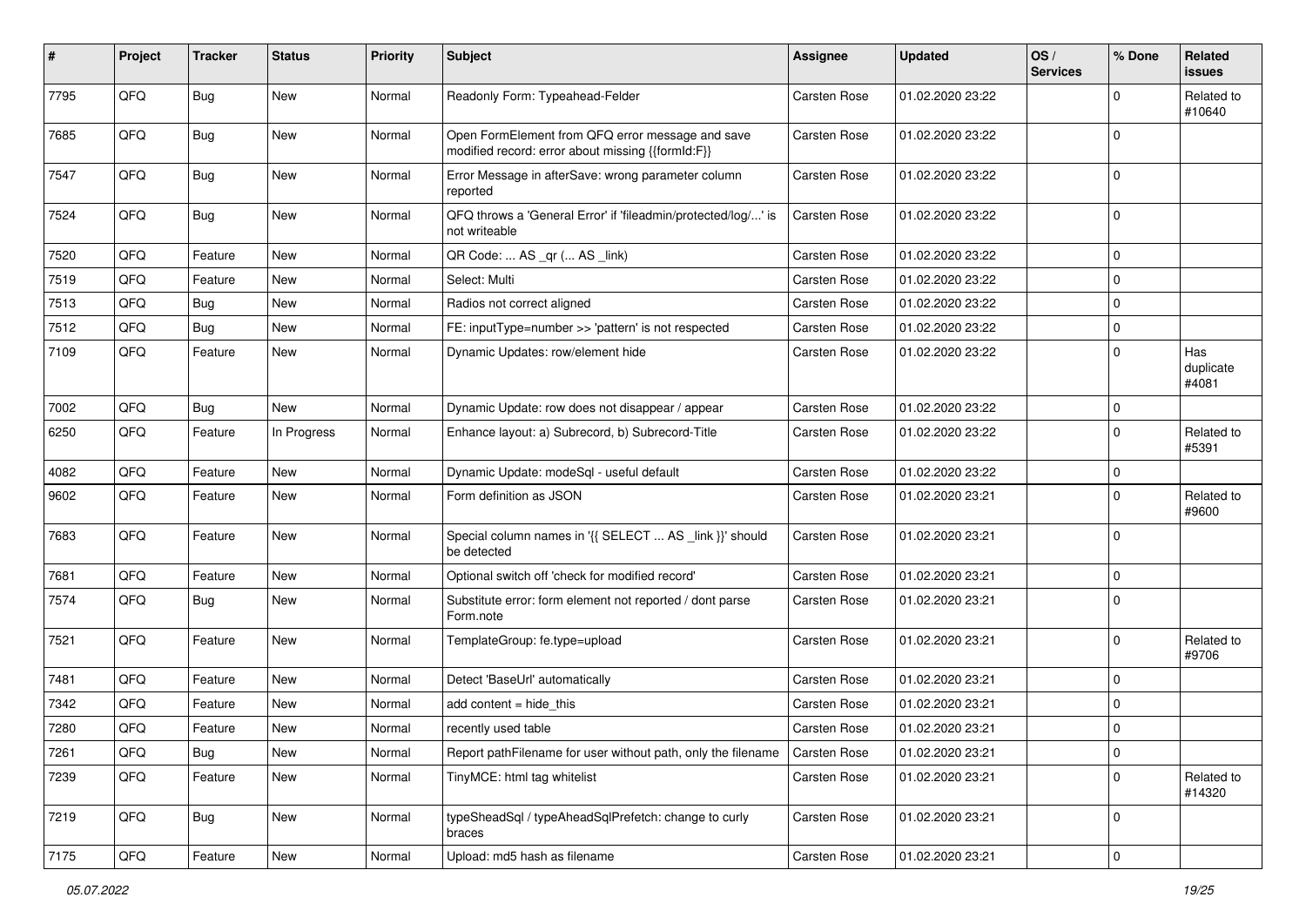| # | Project | Tracker | Status | Priority | Subject | Assignee | Updated | OS / Services | % Done | Related issues |
|---|---|---|---|---|---|---|---|---|---|---|
| 7795 | QFQ | Bug | New | Normal | Readonly Form: Typeahead-Felder | Carsten Rose | 01.02.2020 23:22 | | 0 | Related to #10640 |
| 7685 | QFQ | Bug | New | Normal | Open FormElement from QFQ error message and save modified record: error about missing {{formId:F}} | Carsten Rose | 01.02.2020 23:22 | | 0 | |
| 7547 | QFQ | Bug | New | Normal | Error Message in afterSave: wrong parameter column reported | Carsten Rose | 01.02.2020 23:22 | | 0 | |
| 7524 | QFQ | Bug | New | Normal | QFQ throws a 'General Error' if 'fileadmin/protected/log/...' is not writeable | Carsten Rose | 01.02.2020 23:22 | | 0 | |
| 7520 | QFQ | Feature | New | Normal | QR Code: ... AS _qr ( ... AS _link) | Carsten Rose | 01.02.2020 23:22 | | 0 | |
| 7519 | QFQ | Feature | New | Normal | Select: Multi | Carsten Rose | 01.02.2020 23:22 | | 0 | |
| 7513 | QFQ | Bug | New | Normal | Radios not correct aligned | Carsten Rose | 01.02.2020 23:22 | | 0 | |
| 7512 | QFQ | Bug | New | Normal | FE: inputType=number >> 'pattern' is not respected | Carsten Rose | 01.02.2020 23:22 | | 0 | |
| 7109 | QFQ | Feature | New | Normal | Dynamic Updates: row/element hide | Carsten Rose | 01.02.2020 23:22 | | 0 | Has duplicate #4081 |
| 7002 | QFQ | Bug | New | Normal | Dynamic Update: row does not disappear / appear | Carsten Rose | 01.02.2020 23:22 | | 0 | |
| 6250 | QFQ | Feature | In Progress | Normal | Enhance layout: a) Subrecord, b) Subrecord-Title | Carsten Rose | 01.02.2020 23:22 | | 0 | Related to #5391 |
| 4082 | QFQ | Feature | New | Normal | Dynamic Update: modeSql - useful default | Carsten Rose | 01.02.2020 23:22 | | 0 | |
| 9602 | QFQ | Feature | New | Normal | Form definition as JSON | Carsten Rose | 01.02.2020 23:21 | | 0 | Related to #9600 |
| 7683 | QFQ | Feature | New | Normal | Special column names in '{{ SELECT ... AS _link }}' should be detected | Carsten Rose | 01.02.2020 23:21 | | 0 | |
| 7681 | QFQ | Feature | New | Normal | Optional switch off 'check for modified record' | Carsten Rose | 01.02.2020 23:21 | | 0 | |
| 7574 | QFQ | Bug | New | Normal | Substitute error: form element not reported / dont parse Form.note | Carsten Rose | 01.02.2020 23:21 | | 0 | |
| 7521 | QFQ | Feature | New | Normal | TemplateGroup: fe.type=upload | Carsten Rose | 01.02.2020 23:21 | | 0 | Related to #9706 |
| 7481 | QFQ | Feature | New | Normal | Detect 'BaseUrl' automatically | Carsten Rose | 01.02.2020 23:21 | | 0 | |
| 7342 | QFQ | Feature | New | Normal | add content = hide_this | Carsten Rose | 01.02.2020 23:21 | | 0 | |
| 7280 | QFQ | Feature | New | Normal | recently used table | Carsten Rose | 01.02.2020 23:21 | | 0 | |
| 7261 | QFQ | Bug | New | Normal | Report pathFilename for user without path, only the filename | Carsten Rose | 01.02.2020 23:21 | | 0 | |
| 7239 | QFQ | Feature | New | Normal | TinyMCE: html tag whitelist | Carsten Rose | 01.02.2020 23:21 | | 0 | Related to #14320 |
| 7219 | QFQ | Bug | New | Normal | typeSheadSql / typeAheadSqlPrefetch: change to curly braces | Carsten Rose | 01.02.2020 23:21 | | 0 | |
| 7175 | QFQ | Feature | New | Normal | Upload: md5 hash as filename | Carsten Rose | 01.02.2020 23:21 | | 0 | |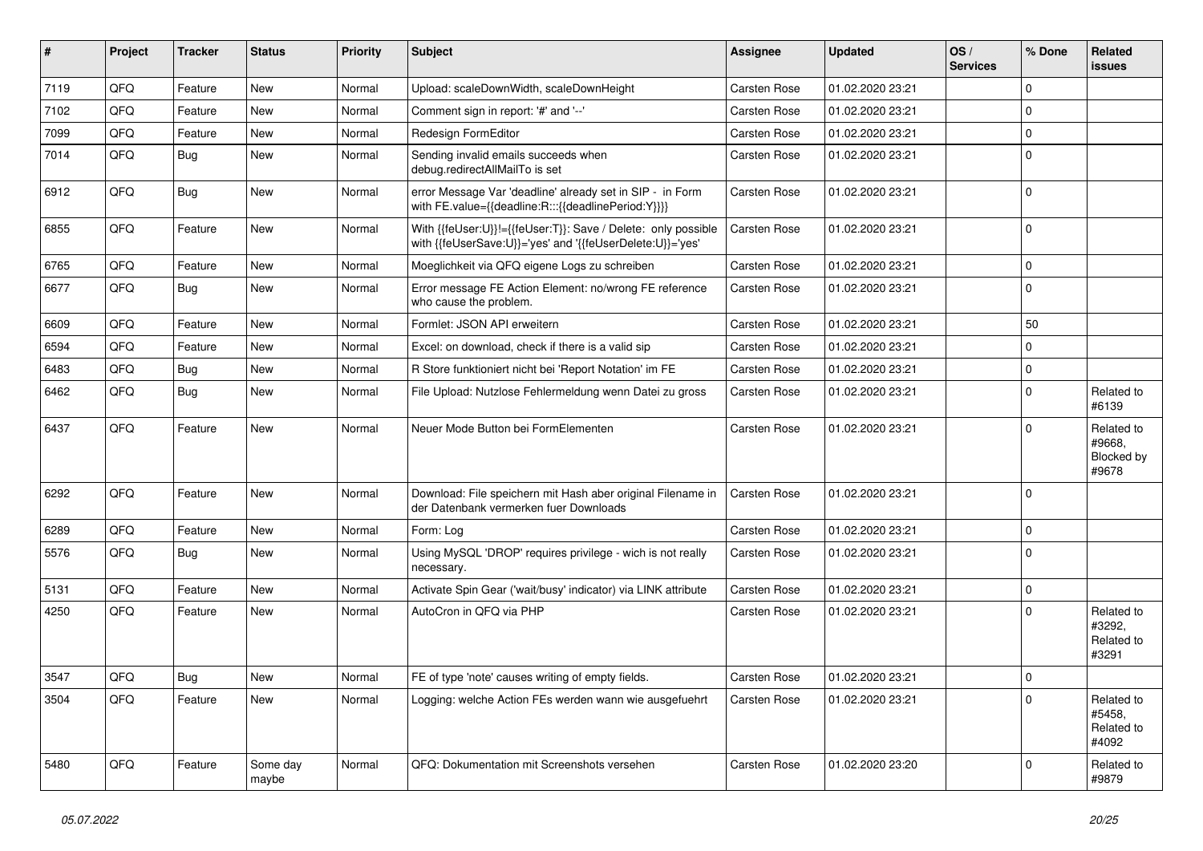| # | Project | Tracker | Status | Priority | Subject | Assignee | Updated | OS / Services | % Done | Related issues |
|---|---|---|---|---|---|---|---|---|---|---|
| 7119 | QFQ | Feature | New | Normal | Upload: scaleDownWidth, scaleDownHeight | Carsten Rose | 01.02.2020 23:21 | | 0 | |
| 7102 | QFQ | Feature | New | Normal | Comment sign in report: '#' and '--' | Carsten Rose | 01.02.2020 23:21 | | 0 | |
| 7099 | QFQ | Feature | New | Normal | Redesign FormEditor | Carsten Rose | 01.02.2020 23:21 | | 0 | |
| 7014 | QFQ | Bug | New | Normal | Sending invalid emails succeeds when debug.redirectAllMailTo is set | Carsten Rose | 01.02.2020 23:21 | | 0 | |
| 6912 | QFQ | Bug | New | Normal | error Message Var 'deadline' already set in SIP - in Form with FE.value={{deadline:R:::{{deadlinePeriod:Y}}}} | Carsten Rose | 01.02.2020 23:21 | | 0 | |
| 6855 | QFQ | Feature | New | Normal | With {{feUser:U}}!={{feUser:T}}: Save / Delete: only possible with {{feUserSave:U}}='yes' and '{{feUserDelete:U}}='yes' | Carsten Rose | 01.02.2020 23:21 | | 0 | |
| 6765 | QFQ | Feature | New | Normal | Moeglichkeit via QFQ eigene Logs zu schreiben | Carsten Rose | 01.02.2020 23:21 | | 0 | |
| 6677 | QFQ | Bug | New | Normal | Error message FE Action Element: no/wrong FE reference who cause the problem. | Carsten Rose | 01.02.2020 23:21 | | 0 | |
| 6609 | QFQ | Feature | New | Normal | Formlet: JSON API erweitern | Carsten Rose | 01.02.2020 23:21 | | 50 | |
| 6594 | QFQ | Feature | New | Normal | Excel: on download, check if there is a valid sip | Carsten Rose | 01.02.2020 23:21 | | 0 | |
| 6483 | QFQ | Bug | New | Normal | R Store funktioniert nicht bei 'Report Notation' im FE | Carsten Rose | 01.02.2020 23:21 | | 0 | |
| 6462 | QFQ | Bug | New | Normal | File Upload: Nutzlose Fehlermeldung wenn Datei zu gross | Carsten Rose | 01.02.2020 23:21 | | 0 | Related to #6139 |
| 6437 | QFQ | Feature | New | Normal | Neuer Mode Button bei FormElementen | Carsten Rose | 01.02.2020 23:21 | | 0 | Related to #9668, Blocked by #9678 |
| 6292 | QFQ | Feature | New | Normal | Download: File speichern mit Hash aber original Filename in der Datenbank vermerken fuer Downloads | Carsten Rose | 01.02.2020 23:21 | | 0 | |
| 6289 | QFQ | Feature | New | Normal | Form: Log | Carsten Rose | 01.02.2020 23:21 | | 0 | |
| 5576 | QFQ | Bug | New | Normal | Using MySQL 'DROP' requires privilege - wich is not really necessary. | Carsten Rose | 01.02.2020 23:21 | | 0 | |
| 5131 | QFQ | Feature | New | Normal | Activate Spin Gear ('wait/busy' indicator) via LINK attribute | Carsten Rose | 01.02.2020 23:21 | | 0 | |
| 4250 | QFQ | Feature | New | Normal | AutoCron in QFQ via PHP | Carsten Rose | 01.02.2020 23:21 | | 0 | Related to #3292, Related to #3291 |
| 3547 | QFQ | Bug | New | Normal | FE of type 'note' causes writing of empty fields. | Carsten Rose | 01.02.2020 23:21 | | 0 | |
| 3504 | QFQ | Feature | New | Normal | Logging: welche Action FEs werden wann wie ausgefuehrt | Carsten Rose | 01.02.2020 23:21 | | 0 | Related to #5458, Related to #4092 |
| 5480 | QFQ | Feature | Some day maybe | Normal | QFQ: Dokumentation mit Screenshots versehen | Carsten Rose | 01.02.2020 23:20 | | 0 | Related to #9879 |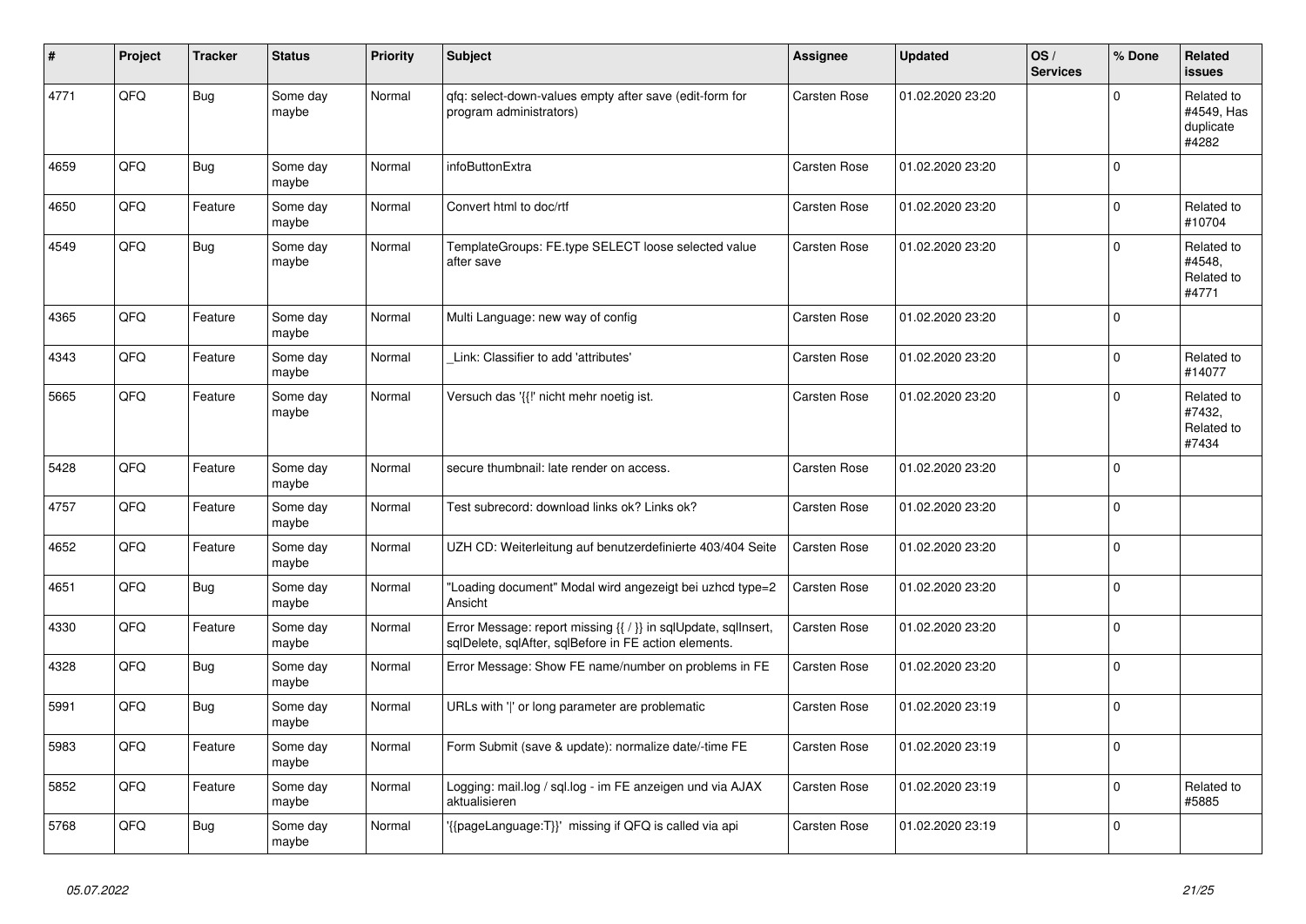| # | Project | Tracker | Status | Priority | Subject | Assignee | Updated | OS / Services | % Done | Related issues |
|---|---|---|---|---|---|---|---|---|---|---|
| 4771 | QFQ | Bug | Some day maybe | Normal | qfq: select-down-values empty after save (edit-form for program administrators) | Carsten Rose | 01.02.2020 23:20 | | 0 | Related to #4549, Has duplicate #4282 |
| 4659 | QFQ | Bug | Some day maybe | Normal | infoButtonExtra | Carsten Rose | 01.02.2020 23:20 | | 0 | |
| 4650 | QFQ | Feature | Some day maybe | Normal | Convert html to doc/rtf | Carsten Rose | 01.02.2020 23:20 | | 0 | Related to #10704 |
| 4549 | QFQ | Bug | Some day maybe | Normal | TemplateGroups: FE.type SELECT loose selected value after save | Carsten Rose | 01.02.2020 23:20 | | 0 | Related to #4548, Related to #4771 |
| 4365 | QFQ | Feature | Some day maybe | Normal | Multi Language: new way of config | Carsten Rose | 01.02.2020 23:20 | | 0 | |
| 4343 | QFQ | Feature | Some day maybe | Normal | _Link: Classifier to add 'attributes' | Carsten Rose | 01.02.2020 23:20 | | 0 | Related to #14077 |
| 5665 | QFQ | Feature | Some day maybe | Normal | Versuch das '{{!' nicht mehr noetig ist. | Carsten Rose | 01.02.2020 23:20 | | 0 | Related to #7432, Related to #7434 |
| 5428 | QFQ | Feature | Some day maybe | Normal | secure thumbnail: late render on access. | Carsten Rose | 01.02.2020 23:20 | | 0 | |
| 4757 | QFQ | Feature | Some day maybe | Normal | Test subrecord: download links ok? Links ok? | Carsten Rose | 01.02.2020 23:20 | | 0 | |
| 4652 | QFQ | Feature | Some day maybe | Normal | UZH CD: Weiterleitung auf benutzerdefinierte 403/404 Seite | Carsten Rose | 01.02.2020 23:20 | | 0 | |
| 4651 | QFQ | Bug | Some day maybe | Normal | "Loading document" Modal wird angezeigt bei uzhcd type=2 Ansicht | Carsten Rose | 01.02.2020 23:20 | | 0 | |
| 4330 | QFQ | Feature | Some day maybe | Normal | Error Message: report missing {{ / }} in sqlUpdate, sqlInsert, sqlDelete, sqlAfter, sqlBefore in FE action elements. | Carsten Rose | 01.02.2020 23:20 | | 0 | |
| 4328 | QFQ | Bug | Some day maybe | Normal | Error Message: Show FE name/number on problems in FE | Carsten Rose | 01.02.2020 23:20 | | 0 | |
| 5991 | QFQ | Bug | Some day maybe | Normal | URLs with '\|' or long parameter are problematic | Carsten Rose | 01.02.2020 23:19 | | 0 | |
| 5983 | QFQ | Feature | Some day maybe | Normal | Form Submit (save & update): normalize date/-time FE | Carsten Rose | 01.02.2020 23:19 | | 0 | |
| 5852 | QFQ | Feature | Some day maybe | Normal | Logging: mail.log / sql.log - im FE anzeigen und via AJAX aktualisieren | Carsten Rose | 01.02.2020 23:19 | | 0 | Related to #5885 |
| 5768 | QFQ | Bug | Some day maybe | Normal | '{{pageLanguage:T}}' missing if QFQ is called via api | Carsten Rose | 01.02.2020 23:19 | | 0 | |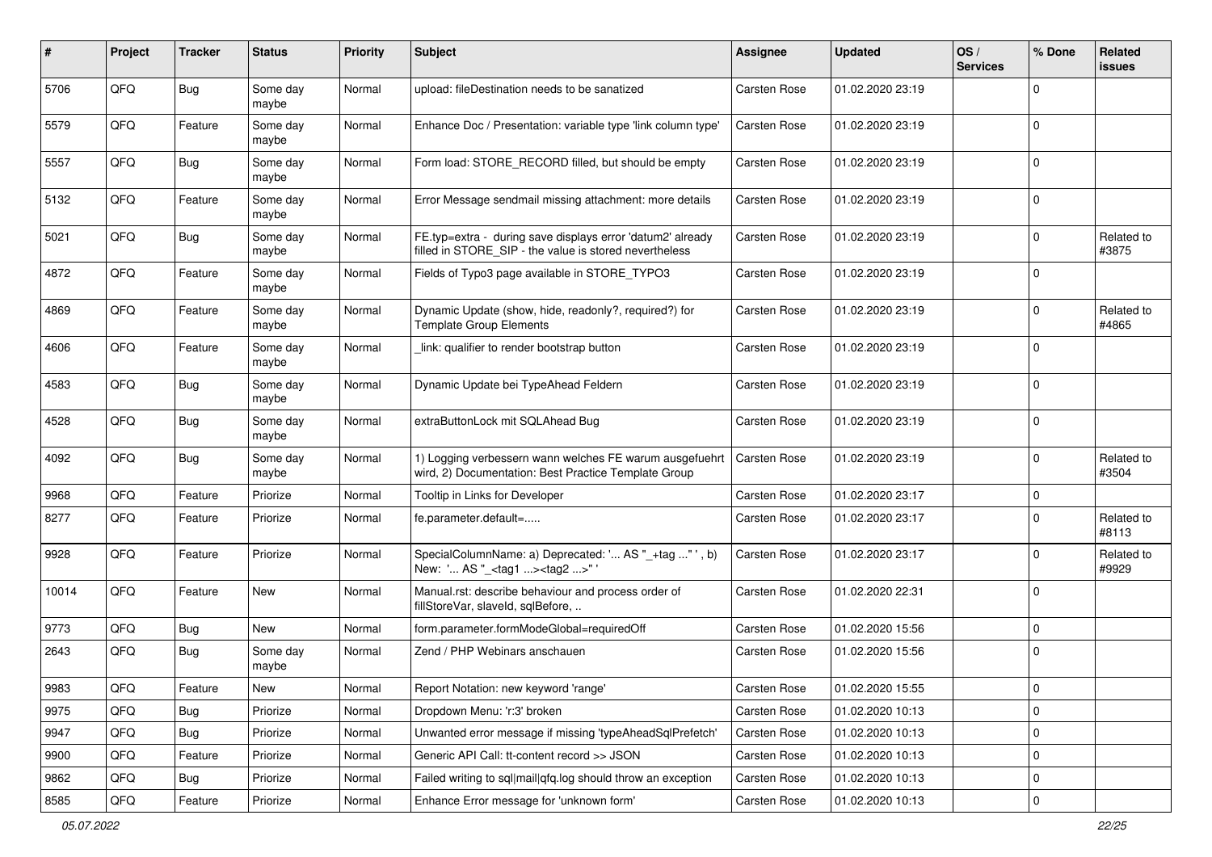| # | Project | Tracker | Status | Priority | Subject | Assignee | Updated | OS / Services | % Done | Related issues |
|---|---|---|---|---|---|---|---|---|---|---|
| 5706 | QFQ | Bug | Some day maybe | Normal | upload: fileDestination needs to be sanatized | Carsten Rose | 01.02.2020 23:19 | | 0 | |
| 5579 | QFQ | Feature | Some day maybe | Normal | Enhance Doc / Presentation: variable type 'link column type' | Carsten Rose | 01.02.2020 23:19 | | 0 | |
| 5557 | QFQ | Bug | Some day maybe | Normal | Form load: STORE_RECORD filled, but should be empty | Carsten Rose | 01.02.2020 23:19 | | 0 | |
| 5132 | QFQ | Feature | Some day maybe | Normal | Error Message sendmail missing attachment: more details | Carsten Rose | 01.02.2020 23:19 | | 0 | |
| 5021 | QFQ | Bug | Some day maybe | Normal | FE.typ=extra - during save displays error 'datum2' already filled in STORE_SIP - the value is stored nevertheless | Carsten Rose | 01.02.2020 23:19 | | 0 | Related to #3875 |
| 4872 | QFQ | Feature | Some day maybe | Normal | Fields of Typo3 page available in STORE_TYPO3 | Carsten Rose | 01.02.2020 23:19 | | 0 | |
| 4869 | QFQ | Feature | Some day maybe | Normal | Dynamic Update (show, hide, readonly?, required?) for Template Group Elements | Carsten Rose | 01.02.2020 23:19 | | 0 | Related to #4865 |
| 4606 | QFQ | Feature | Some day maybe | Normal | _link: qualifier to render bootstrap button | Carsten Rose | 01.02.2020 23:19 | | 0 | |
| 4583 | QFQ | Bug | Some day maybe | Normal | Dynamic Update bei TypeAhead Feldern | Carsten Rose | 01.02.2020 23:19 | | 0 | |
| 4528 | QFQ | Bug | Some day maybe | Normal | extraButtonLock mit SQLAhead Bug | Carsten Rose | 01.02.2020 23:19 | | 0 | |
| 4092 | QFQ | Bug | Some day maybe | Normal | 1) Logging verbessern wann welches FE warum ausgefuehrt wird, 2) Documentation: Best Practice Template Group | Carsten Rose | 01.02.2020 23:19 | | 0 | Related to #3504 |
| 9968 | QFQ | Feature | Priorize | Normal | Tooltip in Links for Developer | Carsten Rose | 01.02.2020 23:17 | | 0 | |
| 8277 | QFQ | Feature | Priorize | Normal | fe.parameter.default=..... | Carsten Rose | 01.02.2020 23:17 | | 0 | Related to #8113 |
| 9928 | QFQ | Feature | Priorize | Normal | SpecialColumnName: a) Deprecated: '... AS "_+tag ..." ', b) New: '... AS "_<tag1 ...><tag2 ...>" ' | Carsten Rose | 01.02.2020 23:17 | | 0 | Related to #9929 |
| 10014 | QFQ | Feature | New | Normal | Manual.rst: describe behaviour and process order of fillStoreVar, slaveId, sqlBefore, .. | Carsten Rose | 01.02.2020 22:31 | | 0 | |
| 9773 | QFQ | Bug | New | Normal | form.parameter.formModeGlobal=requiredOff | Carsten Rose | 01.02.2020 15:56 | | 0 | |
| 2643 | QFQ | Bug | Some day maybe | Normal | Zend / PHP Webinars anschauen | Carsten Rose | 01.02.2020 15:56 | | 0 | |
| 9983 | QFQ | Feature | New | Normal | Report Notation: new keyword 'range' | Carsten Rose | 01.02.2020 15:55 | | 0 | |
| 9975 | QFQ | Bug | Priorize | Normal | Dropdown Menu: 'r:3' broken | Carsten Rose | 01.02.2020 10:13 | | 0 | |
| 9947 | QFQ | Bug | Priorize | Normal | Unwanted error message if missing 'typeAheadSqlPrefetch' | Carsten Rose | 01.02.2020 10:13 | | 0 | |
| 9900 | QFQ | Feature | Priorize | Normal | Generic API Call: tt-content record >> JSON | Carsten Rose | 01.02.2020 10:13 | | 0 | |
| 9862 | QFQ | Bug | Priorize | Normal | Failed writing to sql\|mail\|qfq.log should throw an exception | Carsten Rose | 01.02.2020 10:13 | | 0 | |
| 8585 | QFQ | Feature | Priorize | Normal | Enhance Error message for 'unknown form' | Carsten Rose | 01.02.2020 10:13 | | 0 | |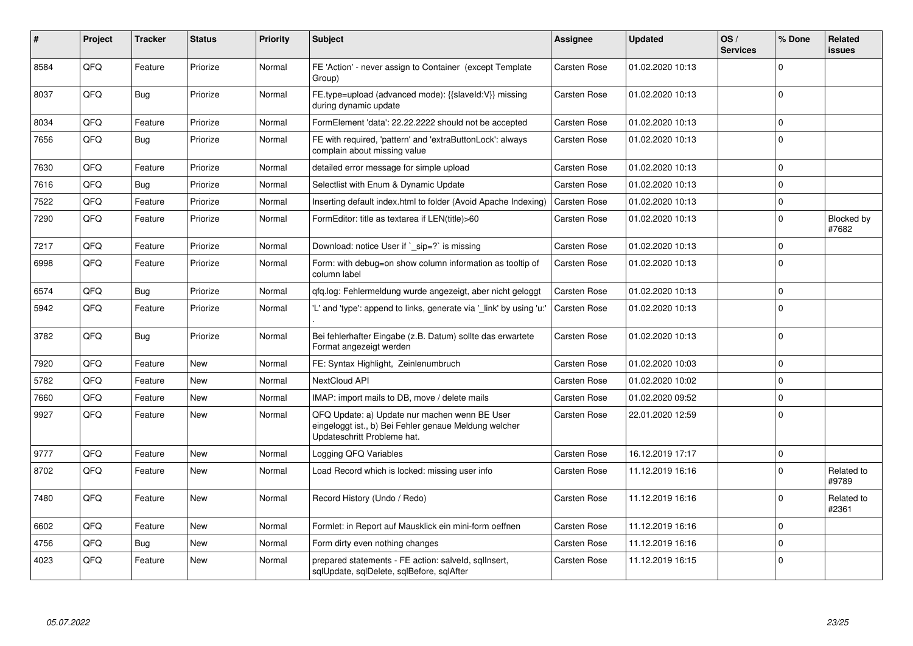| # | Project | Tracker | Status | Priority | Subject | Assignee | Updated | OS / Services | % Done | Related issues |
|---|---|---|---|---|---|---|---|---|---|---|
| 8584 | QFQ | Feature | Priorize | Normal | FE 'Action' - never assign to Container (except Template Group) | Carsten Rose | 01.02.2020 10:13 | | 0 | |
| 8037 | QFQ | Bug | Priorize | Normal | FE.type=upload (advanced mode): {{slaveId:V}} missing during dynamic update | Carsten Rose | 01.02.2020 10:13 | | 0 | |
| 8034 | QFQ | Feature | Priorize | Normal | FormElement 'data': 22.22.2222 should not be accepted | Carsten Rose | 01.02.2020 10:13 | | 0 | |
| 7656 | QFQ | Bug | Priorize | Normal | FE with required, 'pattern' and 'extraButtonLock': always complain about missing value | Carsten Rose | 01.02.2020 10:13 | | 0 | |
| 7630 | QFQ | Feature | Priorize | Normal | detailed error message for simple upload | Carsten Rose | 01.02.2020 10:13 | | 0 | |
| 7616 | QFQ | Bug | Priorize | Normal | Selectlist with Enum & Dynamic Update | Carsten Rose | 01.02.2020 10:13 | | 0 | |
| 7522 | QFQ | Feature | Priorize | Normal | Inserting default index.html to folder (Avoid Apache Indexing) | Carsten Rose | 01.02.2020 10:13 | | 0 | |
| 7290 | QFQ | Feature | Priorize | Normal | FormEditor: title as textarea if LEN(title)>60 | Carsten Rose | 01.02.2020 10:13 | | 0 | Blocked by #7682 |
| 7217 | QFQ | Feature | Priorize | Normal | Download: notice User if `_sip=?` is missing | Carsten Rose | 01.02.2020 10:13 | | 0 | |
| 6998 | QFQ | Feature | Priorize | Normal | Form: with debug=on show column information as tooltip of column label | Carsten Rose | 01.02.2020 10:13 | | 0 | |
| 6574 | QFQ | Bug | Priorize | Normal | qfq.log: Fehlermeldung wurde angezeigt, aber nicht geloggt | Carsten Rose | 01.02.2020 10:13 | | 0 | |
| 5942 | QFQ | Feature | Priorize | Normal | 'L' and 'type': append to links, generate via '_link' by using 'u:' . | Carsten Rose | 01.02.2020 10:13 | | 0 | |
| 3782 | QFQ | Bug | Priorize | Normal | Bei fehlerhafter Eingabe (z.B. Datum) sollte das erwartete Format angezeigt werden | Carsten Rose | 01.02.2020 10:13 | | 0 | |
| 7920 | QFQ | Feature | New | Normal | FE: Syntax Highlight, Zeinlenumbruch | Carsten Rose | 01.02.2020 10:03 | | 0 | |
| 5782 | QFQ | Feature | New | Normal | NextCloud API | Carsten Rose | 01.02.2020 10:02 | | 0 | |
| 7660 | QFQ | Feature | New | Normal | IMAP: import mails to DB, move / delete mails | Carsten Rose | 01.02.2020 09:52 | | 0 | |
| 9927 | QFQ | Feature | New | Normal | QFQ Update: a) Update nur machen wenn BE User eingeloggt ist., b) Bei Fehler genaue Meldung welcher Updateschritt Probleme hat. | Carsten Rose | 22.01.2020 12:59 | | 0 | |
| 9777 | QFQ | Feature | New | Normal | Logging QFQ Variables | Carsten Rose | 16.12.2019 17:17 | | 0 | |
| 8702 | QFQ | Feature | New | Normal | Load Record which is locked: missing user info | Carsten Rose | 11.12.2019 16:16 | | 0 | Related to #9789 |
| 7480 | QFQ | Feature | New | Normal | Record History (Undo / Redo) | Carsten Rose | 11.12.2019 16:16 | | 0 | Related to #2361 |
| 6602 | QFQ | Feature | New | Normal | Formlet: in Report auf Mausklick ein mini-form oeffnen | Carsten Rose | 11.12.2019 16:16 | | 0 | |
| 4756 | QFQ | Bug | New | Normal | Form dirty even nothing changes | Carsten Rose | 11.12.2019 16:16 | | 0 | |
| 4023 | QFQ | Feature | New | Normal | prepared statements - FE action: salveld, sqlInsert, sqlUpdate, sqlDelete, sqlBefore, sqlAfter | Carsten Rose | 11.12.2019 16:15 | | 0 | |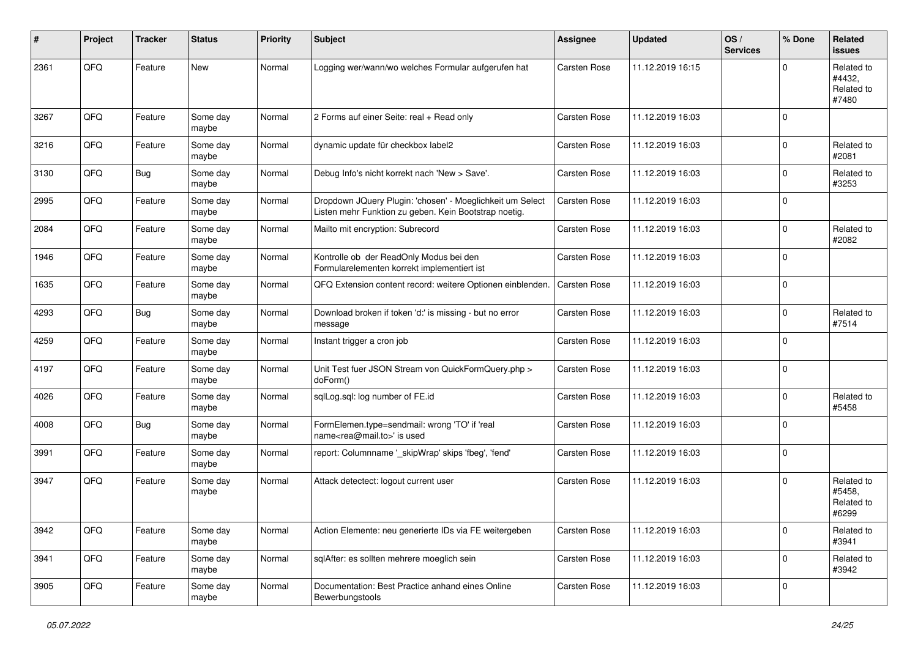| # | Project | Tracker | Status | Priority | Subject | Assignee | Updated | OS / Services | % Done | Related issues |
|---|---|---|---|---|---|---|---|---|---|---|
| 2361 | QFQ | Feature | New | Normal | Logging wer/wann/wo welches Formular aufgerufen hat | Carsten Rose | 11.12.2019 16:15 | | 0 | Related to #4432, Related to #7480 |
| 3267 | QFQ | Feature | Some day maybe | Normal | 2 Forms auf einer Seite: real + Read only | Carsten Rose | 11.12.2019 16:03 | | 0 | |
| 3216 | QFQ | Feature | Some day maybe | Normal | dynamic update für checkbox label2 | Carsten Rose | 11.12.2019 16:03 | | 0 | Related to #2081 |
| 3130 | QFQ | Bug | Some day maybe | Normal | Debug Info's nicht korrekt nach 'New > Save'. | Carsten Rose | 11.12.2019 16:03 | | 0 | Related to #3253 |
| 2995 | QFQ | Feature | Some day maybe | Normal | Dropdown JQuery Plugin: 'chosen' - Moeglichkeit um Select Listen mehr Funktion zu geben. Kein Bootstrap noetig. | Carsten Rose | 11.12.2019 16:03 | | 0 | |
| 2084 | QFQ | Feature | Some day maybe | Normal | Mailto mit encryption: Subrecord | Carsten Rose | 11.12.2019 16:03 | | 0 | Related to #2082 |
| 1946 | QFQ | Feature | Some day maybe | Normal | Kontrolle ob der ReadOnly Modus bei den Formularelementen korrekt implementiert ist | Carsten Rose | 11.12.2019 16:03 | | 0 | |
| 1635 | QFQ | Feature | Some day maybe | Normal | QFQ Extension content record: weitere Optionen einblenden. | Carsten Rose | 11.12.2019 16:03 | | 0 | |
| 4293 | QFQ | Bug | Some day maybe | Normal | Download broken if token 'd:' is missing - but no error message | Carsten Rose | 11.12.2019 16:03 | | 0 | Related to #7514 |
| 4259 | QFQ | Feature | Some day maybe | Normal | Instant trigger a cron job | Carsten Rose | 11.12.2019 16:03 | | 0 | |
| 4197 | QFQ | Feature | Some day maybe | Normal | Unit Test fuer JSON Stream von QuickFormQuery.php > doForm() | Carsten Rose | 11.12.2019 16:03 | | 0 | |
| 4026 | QFQ | Feature | Some day maybe | Normal | sqlLog.sql: log number of FE.id | Carsten Rose | 11.12.2019 16:03 | | 0 | Related to #5458 |
| 4008 | QFQ | Bug | Some day maybe | Normal | FormElemen.type=sendmail: wrong 'TO' if 'real name<rea@mail.to>' is used | Carsten Rose | 11.12.2019 16:03 | | 0 | |
| 3991 | QFQ | Feature | Some day maybe | Normal | report: Columnname '_skipWrap' skips 'fbeg', 'fend' | Carsten Rose | 11.12.2019 16:03 | | 0 | |
| 3947 | QFQ | Feature | Some day maybe | Normal | Attack detectect: logout current user | Carsten Rose | 11.12.2019 16:03 | | 0 | Related to #5458, Related to #6299 |
| 3942 | QFQ | Feature | Some day maybe | Normal | Action Elemente: neu generierte IDs via FE weitergeben | Carsten Rose | 11.12.2019 16:03 | | 0 | Related to #3941 |
| 3941 | QFQ | Feature | Some day maybe | Normal | sqlAfter: es sollten mehrere moeglich sein | Carsten Rose | 11.12.2019 16:03 | | 0 | Related to #3942 |
| 3905 | QFQ | Feature | Some day maybe | Normal | Documentation: Best Practice anhand eines Online Bewerbungstools | Carsten Rose | 11.12.2019 16:03 | | 0 | |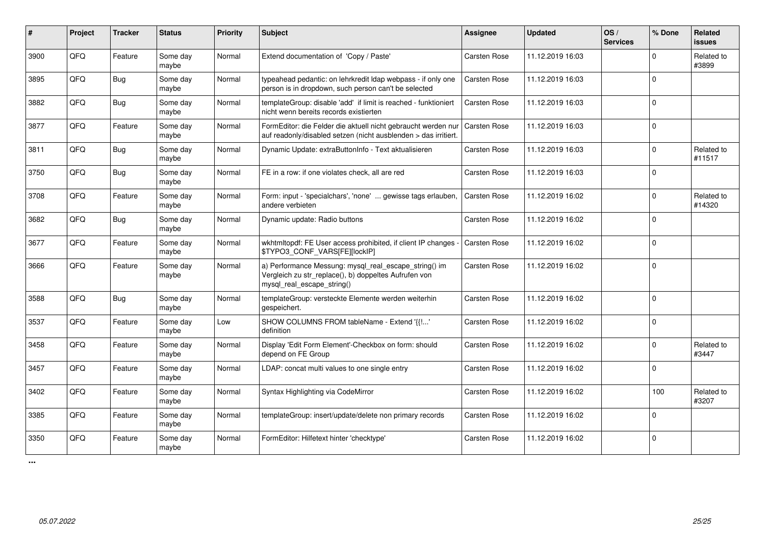| # | Project | Tracker | Status | Priority | Subject | Assignee | Updated | OS / Services | % Done | Related issues |
|---|---|---|---|---|---|---|---|---|---|---|
| 3900 | QFQ | Feature | Some day maybe | Normal | Extend documentation of 'Copy / Paste' | Carsten Rose | 11.12.2019 16:03 | | 0 | Related to #3899 |
| 3895 | QFQ | Bug | Some day maybe | Normal | typeahead pedantic: on lehrkredit ldap webpass - if only one person is in dropdown, such person can't be selected | Carsten Rose | 11.12.2019 16:03 | | 0 | |
| 3882 | QFQ | Bug | Some day maybe | Normal | templateGroup: disable 'add' if limit is reached - funktioniert nicht wenn bereits records existierten | Carsten Rose | 11.12.2019 16:03 | | 0 | |
| 3877 | QFQ | Feature | Some day maybe | Normal | FormEditor: die Felder die aktuell nicht gebraucht werden nur auf readonly/disabled setzen (nicht ausblenden > das irritiert. | Carsten Rose | 11.12.2019 16:03 | | 0 | |
| 3811 | QFQ | Bug | Some day maybe | Normal | Dynamic Update: extraButtonInfo - Text aktualisieren | Carsten Rose | 11.12.2019 16:03 | | 0 | Related to #11517 |
| 3750 | QFQ | Bug | Some day maybe | Normal | FE in a row: if one violates check, all are red | Carsten Rose | 11.12.2019 16:03 | | 0 | |
| 3708 | QFQ | Feature | Some day maybe | Normal | Form: input - 'specialchars', 'none' ... gewisse tags erlauben, andere verbieten | Carsten Rose | 11.12.2019 16:02 | | 0 | Related to #14320 |
| 3682 | QFQ | Bug | Some day maybe | Normal | Dynamic update: Radio buttons | Carsten Rose | 11.12.2019 16:02 | | 0 | |
| 3677 | QFQ | Feature | Some day maybe | Normal | wkhtmltopdf: FE User access prohibited, if client IP changes - $TYPO3_CONF_VARS[FE][lockIP] | Carsten Rose | 11.12.2019 16:02 | | 0 | |
| 3666 | QFQ | Feature | Some day maybe | Normal | a) Performance Messung: mysql_real_escape_string() im Vergleich zu str_replace(), b) doppeltes Aufrufen von mysql_real_escape_string() | Carsten Rose | 11.12.2019 16:02 | | 0 | |
| 3588 | QFQ | Bug | Some day maybe | Normal | templateGroup: versteckte Elemente werden weiterhin gespeichert. | Carsten Rose | 11.12.2019 16:02 | | 0 | |
| 3537 | QFQ | Feature | Some day maybe | Low | SHOW COLUMNS FROM tableName - Extend '{{!...' definition | Carsten Rose | 11.12.2019 16:02 | | 0 | |
| 3458 | QFQ | Feature | Some day maybe | Normal | Display 'Edit Form Element'-Checkbox on form: should depend on FE Group | Carsten Rose | 11.12.2019 16:02 | | 0 | Related to #3447 |
| 3457 | QFQ | Feature | Some day maybe | Normal | LDAP: concat multi values to one single entry | Carsten Rose | 11.12.2019 16:02 | | 0 | |
| 3402 | QFQ | Feature | Some day maybe | Normal | Syntax Highlighting via CodeMirror | Carsten Rose | 11.12.2019 16:02 | | 100 | Related to #3207 |
| 3385 | QFQ | Feature | Some day maybe | Normal | templateGroup: insert/update/delete non primary records | Carsten Rose | 11.12.2019 16:02 | | 0 | |
| 3350 | QFQ | Feature | Some day maybe | Normal | FormEditor: Hilfetext hinter 'checktype' | Carsten Rose | 11.12.2019 16:02 | | 0 | |

...